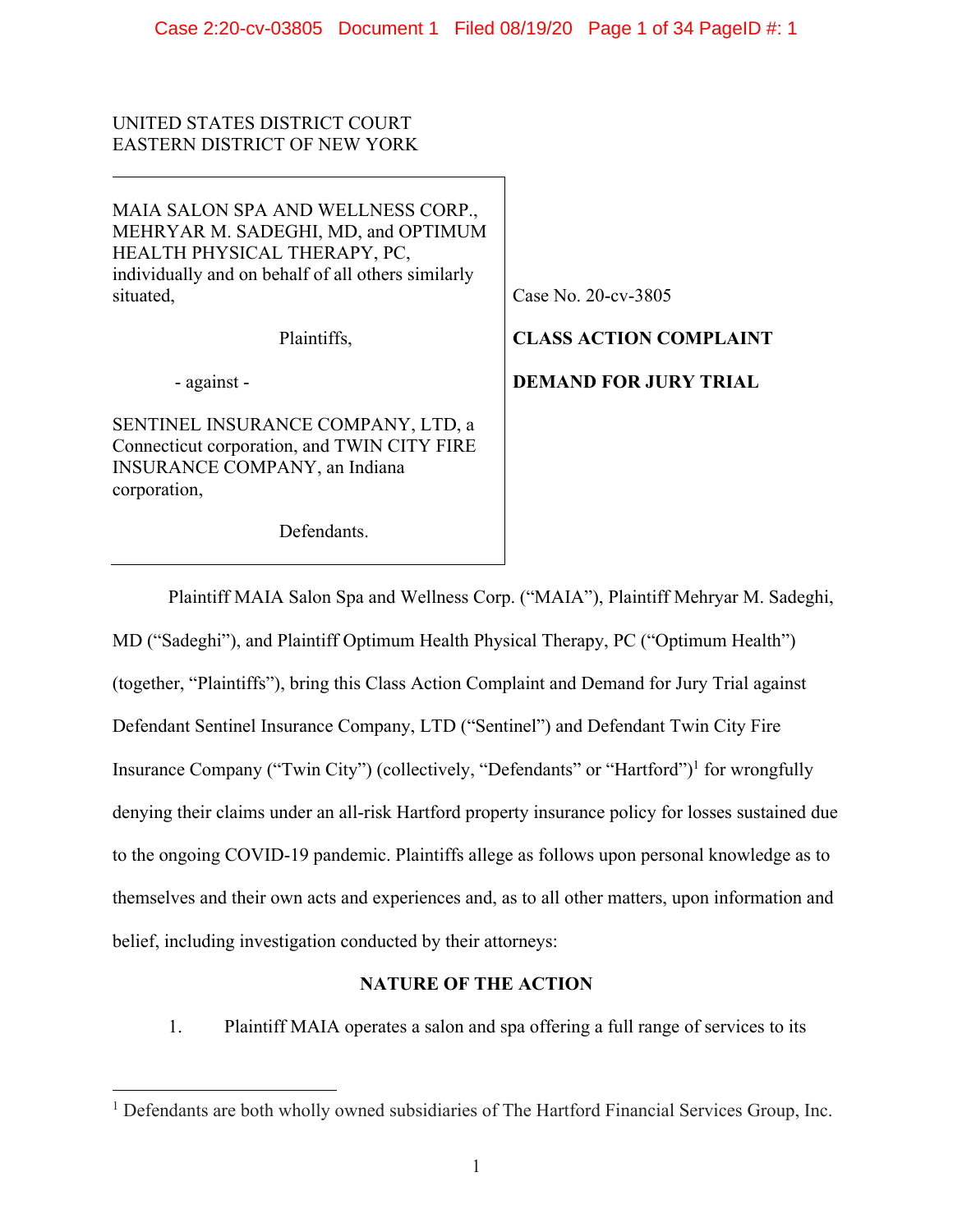UNITED STATES DISTRICT COURT
EASTERN DISTRICT OF NEW YORK

| | |
|---|---|
| MAIA SALON SPA AND WELLNESS CORP., MEHRYAR M. SADEGHI, MD, and OPTIMUM HEALTH PHYSICAL THERAPY, PC, individually and on behalf of all others similarly situated,<br><br>Plaintiffs,<br><br>- against -<br><br>SENTINEL INSURANCE COMPANY, LTD, a Connecticut corporation, and TWIN CITY FIRE INSURANCE COMPANY, an Indiana corporation,<br><br>Defendants. | Case No. 20-cv-3805<br><br>**CLASS ACTION COMPLAINT**<br><br>**DEMAND FOR JURY TRIAL** |

Plaintiff MAIA Salon Spa and Wellness Corp. ("MAIA"), Plaintiff Mehryar M. Sadeghi, MD ("Sadeghi"), and Plaintiff Optimum Health Physical Therapy, PC ("Optimum Health") (together, "Plaintiffs"), bring this Class Action Complaint and Demand for Jury Trial against Defendant Sentinel Insurance Company, LTD ("Sentinel") and Defendant Twin City Fire Insurance Company ("Twin City") (collectively, "Defendants" or "Hartford")[1] for wrongfully denying their claims under an all-risk Hartford property insurance policy for losses sustained due to the ongoing COVID-19 pandemic. Plaintiffs allege as follows upon personal knowledge as to themselves and their own acts and experiences and, as to all other matters, upon information and belief, including investigation conducted by their attorneys:

## NATURE OF THE ACTION

1. Plaintiff MAIA operates a salon and spa offering a full range of services to its

[1] Defendants are both wholly owned subsidiaries of The Hartford Financial Services Group, Inc.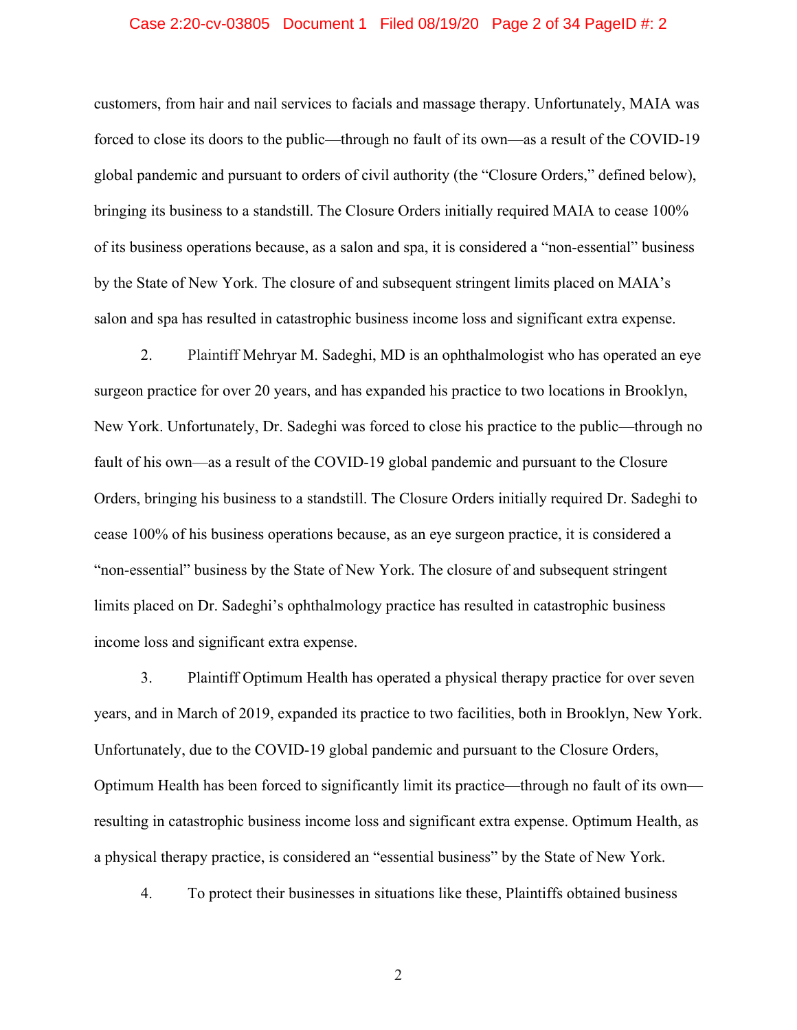customers, from hair and nail services to facials and massage therapy. Unfortunately, MAIA was forced to close its doors to the public—through no fault of its own—as a result of the COVID-19 global pandemic and pursuant to orders of civil authority (the "Closure Orders," defined below), bringing its business to a standstill. The Closure Orders initially required MAIA to cease 100% of its business operations because, as a salon and spa, it is considered a "non-essential" business by the State of New York. The closure of and subsequent stringent limits placed on MAIA's salon and spa has resulted in catastrophic business income loss and significant extra expense.

2. Plaintiff Mehryar M. Sadeghi, MD is an ophthalmologist who has operated an eye surgeon practice for over 20 years, and has expanded his practice to two locations in Brooklyn, New York. Unfortunately, Dr. Sadeghi was forced to close his practice to the public—through no fault of his own—as a result of the COVID-19 global pandemic and pursuant to the Closure Orders, bringing his business to a standstill. The Closure Orders initially required Dr. Sadeghi to cease 100% of his business operations because, as an eye surgeon practice, it is considered a "non-essential" business by the State of New York. The closure of and subsequent stringent limits placed on Dr. Sadeghi's ophthalmology practice has resulted in catastrophic business income loss and significant extra expense.

3. Plaintiff Optimum Health has operated a physical therapy practice for over seven years, and in March of 2019, expanded its practice to two facilities, both in Brooklyn, New York. Unfortunately, due to the COVID-19 global pandemic and pursuant to the Closure Orders, Optimum Health has been forced to significantly limit its practice—through no fault of its own—resulting in catastrophic business income loss and significant extra expense. Optimum Health, as a physical therapy practice, is considered an "essential business" by the State of New York.

4. To protect their businesses in situations like these, Plaintiffs obtained business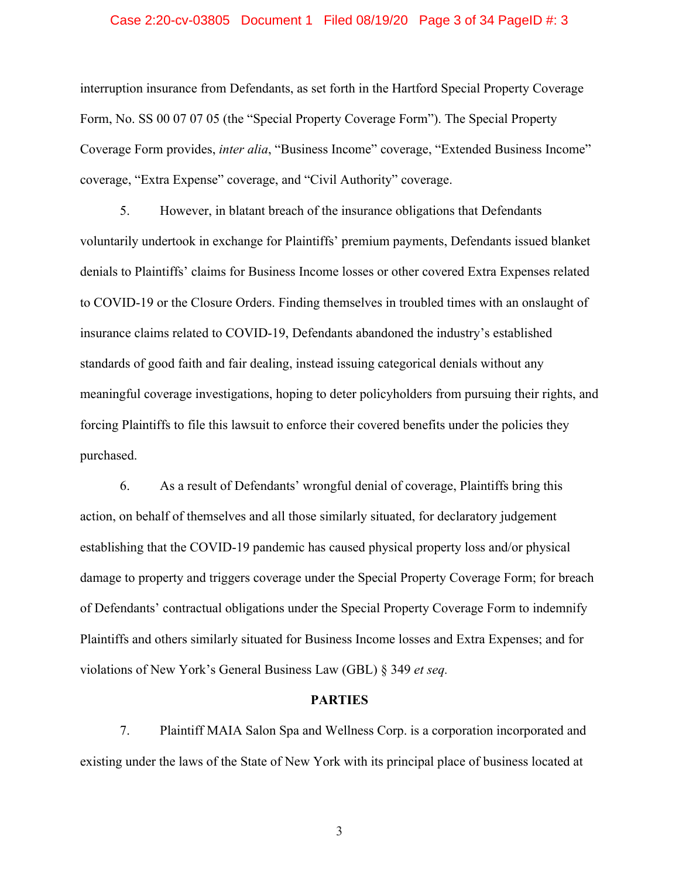interruption insurance from Defendants, as set forth in the Hartford Special Property Coverage Form, No. SS 00 07 07 05 (the "Special Property Coverage Form"). The Special Property Coverage Form provides, *inter alia*, "Business Income" coverage, "Extended Business Income" coverage, "Extra Expense" coverage, and "Civil Authority" coverage.

5. However, in blatant breach of the insurance obligations that Defendants voluntarily undertook in exchange for Plaintiffs' premium payments, Defendants issued blanket denials to Plaintiffs' claims for Business Income losses or other covered Extra Expenses related to COVID-19 or the Closure Orders. Finding themselves in troubled times with an onslaught of insurance claims related to COVID-19, Defendants abandoned the industry's established standards of good faith and fair dealing, instead issuing categorical denials without any meaningful coverage investigations, hoping to deter policyholders from pursuing their rights, and forcing Plaintiffs to file this lawsuit to enforce their covered benefits under the policies they purchased.

6. As a result of Defendants' wrongful denial of coverage, Plaintiffs bring this action, on behalf of themselves and all those similarly situated, for declaratory judgement establishing that the COVID-19 pandemic has caused physical property loss and/or physical damage to property and triggers coverage under the Special Property Coverage Form; for breach of Defendants' contractual obligations under the Special Property Coverage Form to indemnify Plaintiffs and others similarly situated for Business Income losses and Extra Expenses; and for violations of New York's General Business Law (GBL) § 349 *et seq.*

## PARTIES

7. Plaintiff MAIA Salon Spa and Wellness Corp. is a corporation incorporated and existing under the laws of the State of New York with its principal place of business located at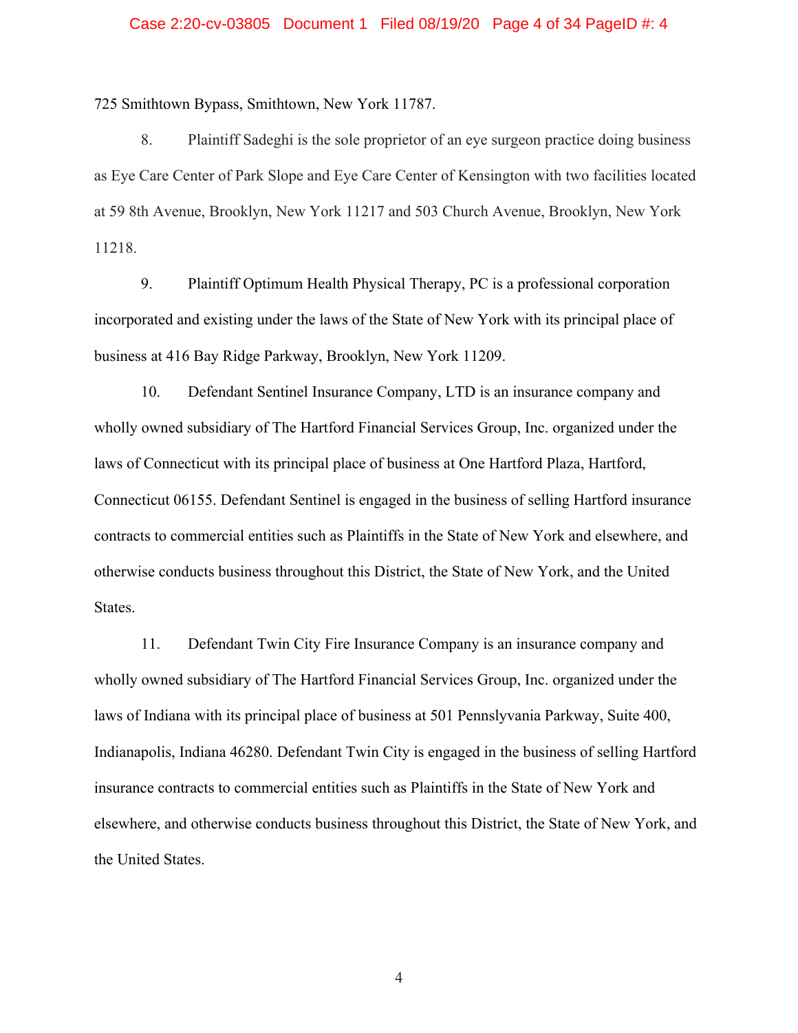725 Smithtown Bypass, Smithtown, New York 11787.

8. Plaintiff Sadeghi is the sole proprietor of an eye surgeon practice doing business as Eye Care Center of Park Slope and Eye Care Center of Kensington with two facilities located at 59 8th Avenue, Brooklyn, New York 11217 and 503 Church Avenue, Brooklyn, New York 11218.

9. Plaintiff Optimum Health Physical Therapy, PC is a professional corporation incorporated and existing under the laws of the State of New York with its principal place of business at 416 Bay Ridge Parkway, Brooklyn, New York 11209.

10. Defendant Sentinel Insurance Company, LTD is an insurance company and wholly owned subsidiary of The Hartford Financial Services Group, Inc. organized under the laws of Connecticut with its principal place of business at One Hartford Plaza, Hartford, Connecticut 06155. Defendant Sentinel is engaged in the business of selling Hartford insurance contracts to commercial entities such as Plaintiffs in the State of New York and elsewhere, and otherwise conducts business throughout this District, the State of New York, and the United States.

11. Defendant Twin City Fire Insurance Company is an insurance company and wholly owned subsidiary of The Hartford Financial Services Group, Inc. organized under the laws of Indiana with its principal place of business at 501 Pennslyvania Parkway, Suite 400, Indianapolis, Indiana 46280. Defendant Twin City is engaged in the business of selling Hartford insurance contracts to commercial entities such as Plaintiffs in the State of New York and elsewhere, and otherwise conducts business throughout this District, the State of New York, and the United States.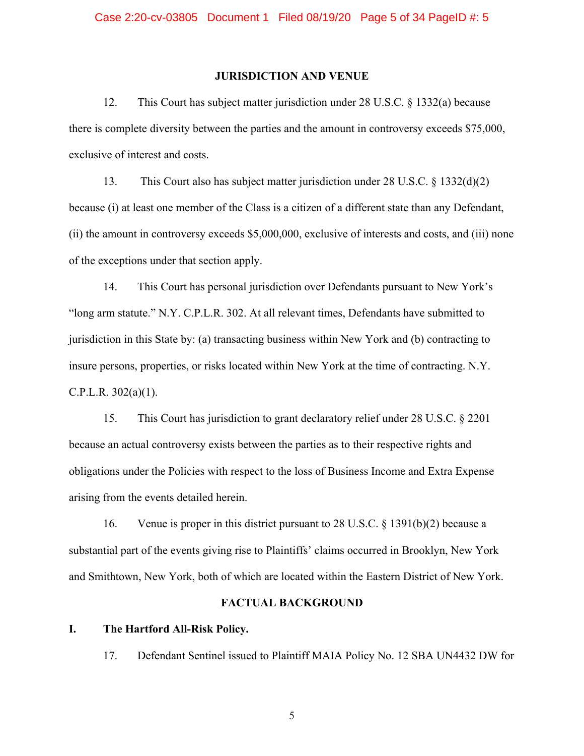## JURISDICTION AND VENUE

12. This Court has subject matter jurisdiction under 28 U.S.C. § 1332(a) because there is complete diversity between the parties and the amount in controversy exceeds $75,000, exclusive of interest and costs.

13. This Court also has subject matter jurisdiction under 28 U.S.C. § 1332(d)(2) because (i) at least one member of the Class is a citizen of a different state than any Defendant, (ii) the amount in controversy exceeds $5,000,000, exclusive of interests and costs, and (iii) none of the exceptions under that section apply.

14. This Court has personal jurisdiction over Defendants pursuant to New York's "long arm statute." N.Y. C.P.L.R. 302. At all relevant times, Defendants have submitted to jurisdiction in this State by: (a) transacting business within New York and (b) contracting to insure persons, properties, or risks located within New York at the time of contracting. N.Y. C.P.L.R. 302(a)(1).

15. This Court has jurisdiction to grant declaratory relief under 28 U.S.C. § 2201 because an actual controversy exists between the parties as to their respective rights and obligations under the Policies with respect to the loss of Business Income and Extra Expense arising from the events detailed herein.

16. Venue is proper in this district pursuant to 28 U.S.C. § 1391(b)(2) because a substantial part of the events giving rise to Plaintiffs' claims occurred in Brooklyn, New York and Smithtown, New York, both of which are located within the Eastern District of New York.

## FACTUAL BACKGROUND

### I. The Hartford All-Risk Policy.

17. Defendant Sentinel issued to Plaintiff MAIA Policy No. 12 SBA UN4432 DW for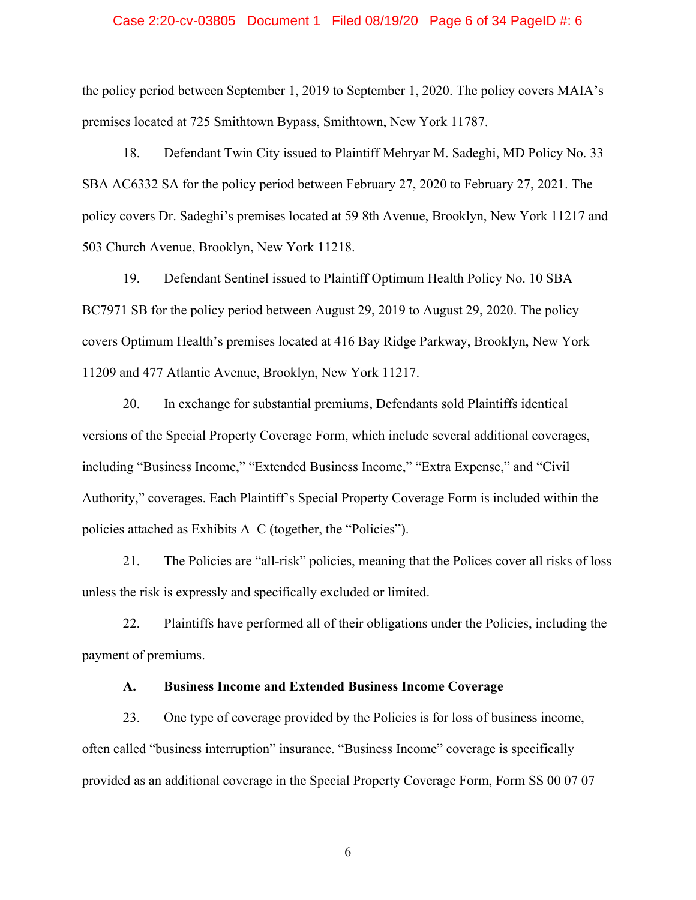the policy period between September 1, 2019 to September 1, 2020. The policy covers MAIA's premises located at 725 Smithtown Bypass, Smithtown, New York 11787.

18. Defendant Twin City issued to Plaintiff Mehryar M. Sadeghi, MD Policy No. 33 SBA AC6332 SA for the policy period between February 27, 2020 to February 27, 2021. The policy covers Dr. Sadeghi's premises located at 59 8th Avenue, Brooklyn, New York 11217 and 503 Church Avenue, Brooklyn, New York 11218.

19. Defendant Sentinel issued to Plaintiff Optimum Health Policy No. 10 SBA BC7971 SB for the policy period between August 29, 2019 to August 29, 2020. The policy covers Optimum Health's premises located at 416 Bay Ridge Parkway, Brooklyn, New York 11209 and 477 Atlantic Avenue, Brooklyn, New York 11217.

20. In exchange for substantial premiums, Defendants sold Plaintiffs identical versions of the Special Property Coverage Form, which include several additional coverages, including "Business Income," "Extended Business Income," "Extra Expense," and "Civil Authority," coverages. Each Plaintiff's Special Property Coverage Form is included within the policies attached as Exhibits A–C (together, the "Policies").

21. The Policies are "all-risk" policies, meaning that the Polices cover all risks of loss unless the risk is expressly and specifically excluded or limited.

22. Plaintiffs have performed all of their obligations under the Policies, including the payment of premiums.

### A. Business Income and Extended Business Income Coverage

23. One type of coverage provided by the Policies is for loss of business income, often called "business interruption" insurance. "Business Income" coverage is specifically provided as an additional coverage in the Special Property Coverage Form, Form SS 00 07 07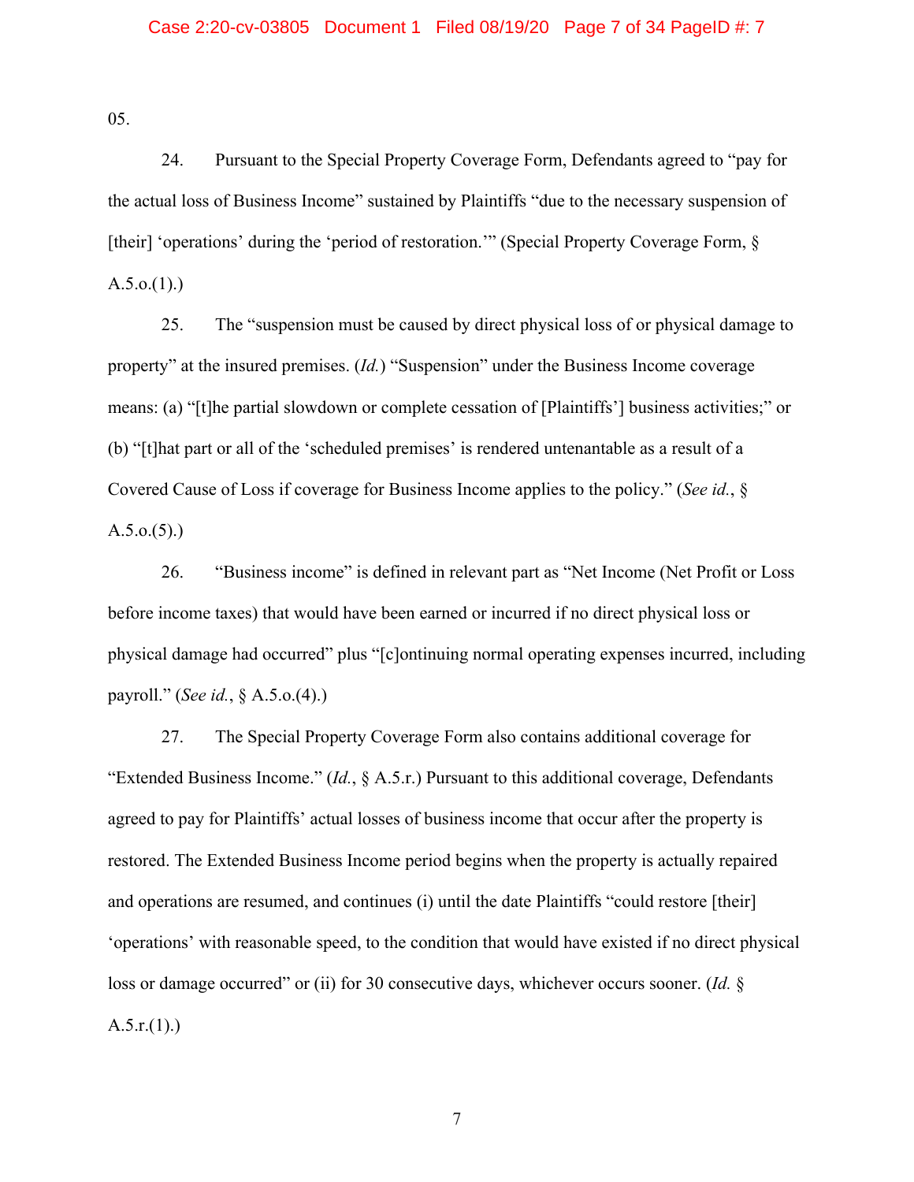05.

24. Pursuant to the Special Property Coverage Form, Defendants agreed to "pay for the actual loss of Business Income" sustained by Plaintiffs "due to the necessary suspension of [their] 'operations' during the 'period of restoration.'" (Special Property Coverage Form, § A.5.o.(1).)

25. The "suspension must be caused by direct physical loss of or physical damage to property" at the insured premises. (*Id.*) "Suspension" under the Business Income coverage means: (a) "[t]he partial slowdown or complete cessation of [Plaintiffs'] business activities;" or (b) "[t]hat part or all of the 'scheduled premises' is rendered untenantable as a result of a Covered Cause of Loss if coverage for Business Income applies to the policy." (*See id.*, § A.5.o.(5).)

26. "Business income" is defined in relevant part as "Net Income (Net Profit or Loss before income taxes) that would have been earned or incurred if no direct physical loss or physical damage had occurred" plus "[c]ontinuing normal operating expenses incurred, including payroll." (*See id.*, § A.5.o.(4).)

27. The Special Property Coverage Form also contains additional coverage for "Extended Business Income." (*Id.*, § A.5.r.) Pursuant to this additional coverage, Defendants agreed to pay for Plaintiffs' actual losses of business income that occur after the property is restored. The Extended Business Income period begins when the property is actually repaired and operations are resumed, and continues (i) until the date Plaintiffs "could restore [their] 'operations' with reasonable speed, to the condition that would have existed if no direct physical loss or damage occurred" or (ii) for 30 consecutive days, whichever occurs sooner. (*Id.* § A.5.r.(1).)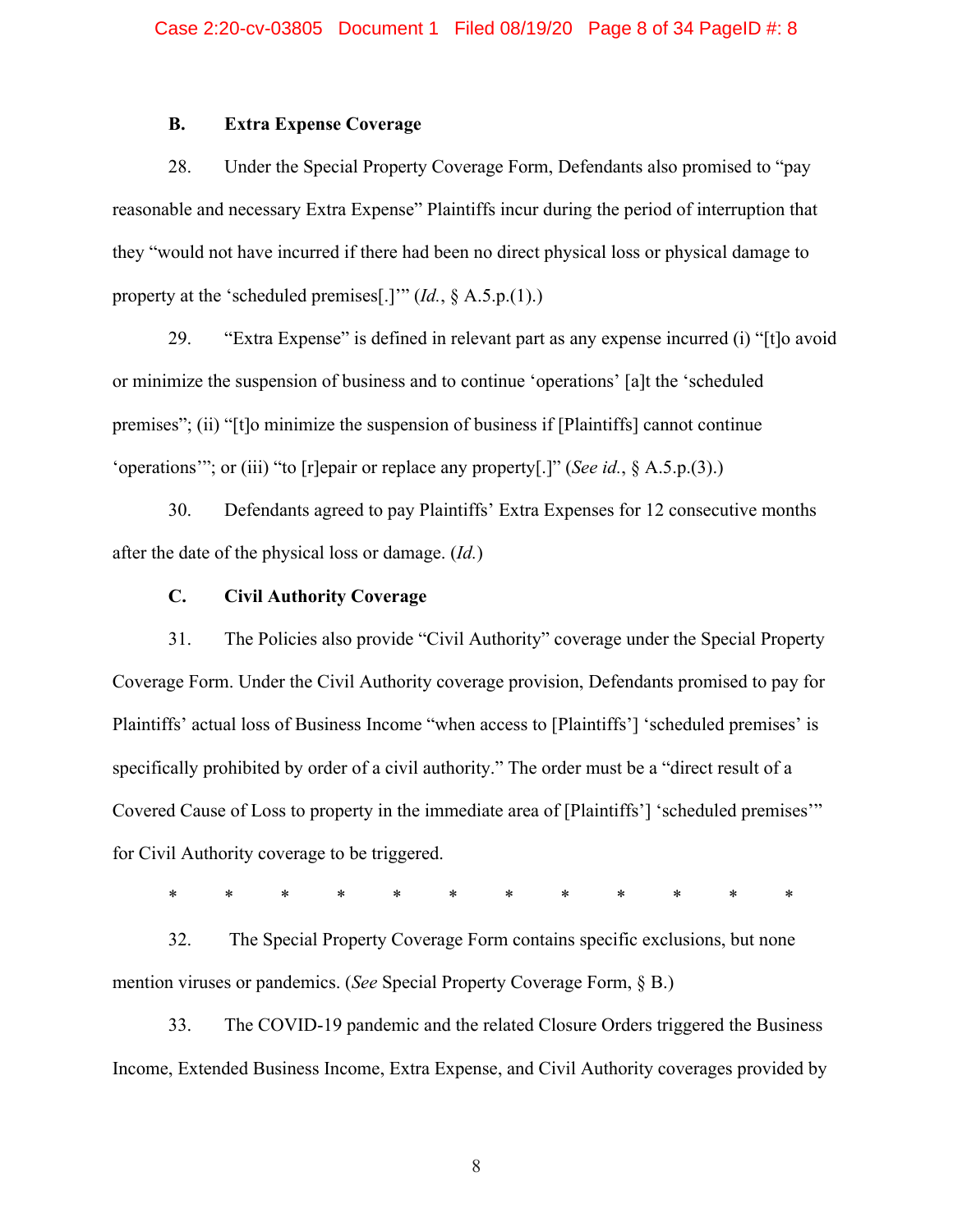### B. Extra Expense Coverage

28. Under the Special Property Coverage Form, Defendants also promised to "pay reasonable and necessary Extra Expense" Plaintiffs incur during the period of interruption that they "would not have incurred if there had been no direct physical loss or physical damage to property at the 'scheduled premises[.]'" (*Id.*, § A.5.p.(1).)

29. "Extra Expense" is defined in relevant part as any expense incurred (i) "[t]o avoid or minimize the suspension of business and to continue 'operations' [a]t the 'scheduled premises"; (ii) "[t]o minimize the suspension of business if [Plaintiffs] cannot continue 'operations'"; or (iii) "to [r]epair or replace any property[.]" (*See id.*, § A.5.p.(3).)

30. Defendants agreed to pay Plaintiffs' Extra Expenses for 12 consecutive months after the date of the physical loss or damage. (*Id.*)

### C. Civil Authority Coverage

31. The Policies also provide "Civil Authority" coverage under the Special Property Coverage Form. Under the Civil Authority coverage provision, Defendants promised to pay for Plaintiffs' actual loss of Business Income "when access to [Plaintiffs'] 'scheduled premises' is specifically prohibited by order of a civil authority." The order must be a "direct result of a Covered Cause of Loss to property in the immediate area of [Plaintiffs'] 'scheduled premises'" for Civil Authority coverage to be triggered.

\* \* \* \* \* \* \* \* \* \* \* \*

32. The Special Property Coverage Form contains specific exclusions, but none mention viruses or pandemics. (*See* Special Property Coverage Form, § B.)

33. The COVID-19 pandemic and the related Closure Orders triggered the Business Income, Extended Business Income, Extra Expense, and Civil Authority coverages provided by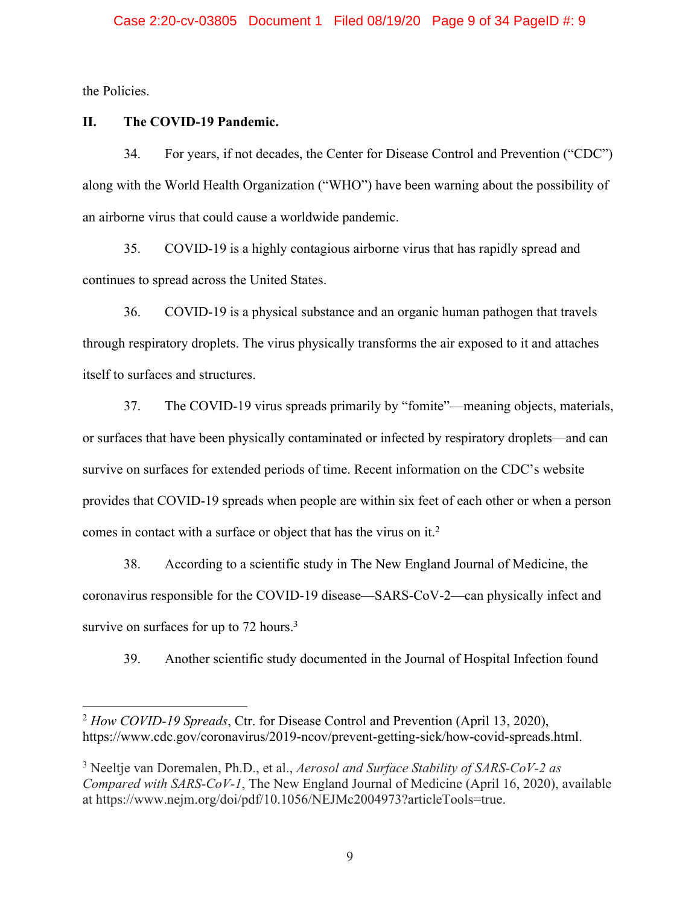the Policies.

## II. The COVID-19 Pandemic.

34. For years, if not decades, the Center for Disease Control and Prevention ("CDC") along with the World Health Organization ("WHO") have been warning about the possibility of an airborne virus that could cause a worldwide pandemic.

35. COVID-19 is a highly contagious airborne virus that has rapidly spread and continues to spread across the United States.

36. COVID-19 is a physical substance and an organic human pathogen that travels through respiratory droplets. The virus physically transforms the air exposed to it and attaches itself to surfaces and structures.

37. The COVID-19 virus spreads primarily by "fomite"—meaning objects, materials, or surfaces that have been physically contaminated or infected by respiratory droplets—and can survive on surfaces for extended periods of time. Recent information on the CDC's website provides that COVID-19 spreads when people are within six feet of each other or when a person comes in contact with a surface or object that has the virus on it.[2]

38. According to a scientific study in The New England Journal of Medicine, the coronavirus responsible for the COVID-19 disease—SARS-CoV-2—can physically infect and survive on surfaces for up to 72 hours.[3]

39. Another scientific study documented in the Journal of Hospital Infection found

---

[2] *How COVID-19 Spreads*, Ctr. for Disease Control and Prevention (April 13, 2020), https://www.cdc.gov/coronavirus/2019-ncov/prevent-getting-sick/how-covid-spreads.html.

[3] Neeltje van Doremalen, Ph.D., et al., *Aerosol and Surface Stability of SARS-CoV-2 as Compared with SARS-CoV-1*, The New England Journal of Medicine (April 16, 2020), available at https://www.nejm.org/doi/pdf/10.1056/NEJMc2004973?articleTools=true.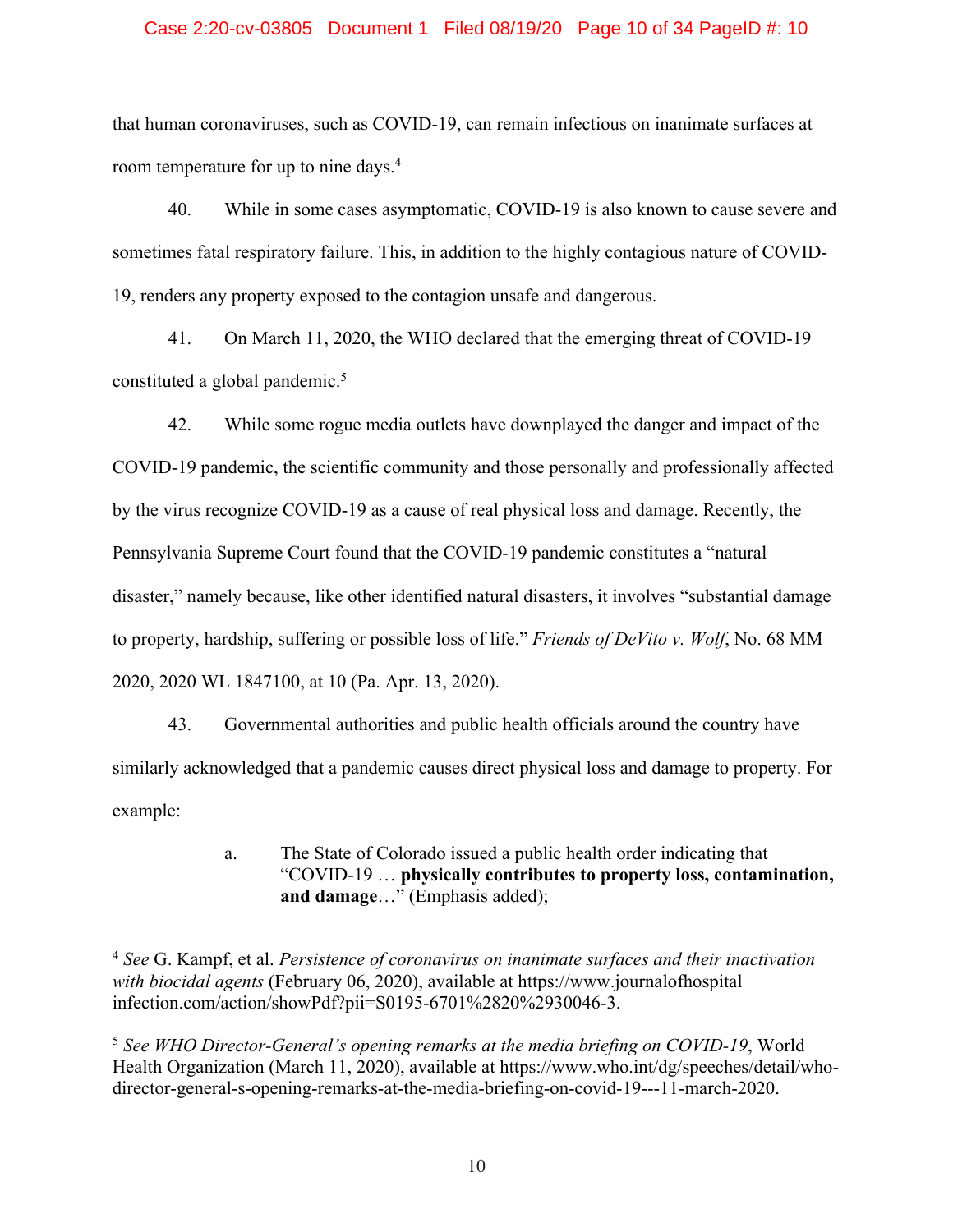that human coronaviruses, such as COVID-19, can remain infectious on inanimate surfaces at room temperature for up to nine days.[4]

40. While in some cases asymptomatic, COVID-19 is also known to cause severe and sometimes fatal respiratory failure. This, in addition to the highly contagious nature of COVID-19, renders any property exposed to the contagion unsafe and dangerous.

41. On March 11, 2020, the WHO declared that the emerging threat of COVID-19 constituted a global pandemic.[5]

42. While some rogue media outlets have downplayed the danger and impact of the COVID-19 pandemic, the scientific community and those personally and professionally affected by the virus recognize COVID-19 as a cause of real physical loss and damage. Recently, the Pennsylvania Supreme Court found that the COVID-19 pandemic constitutes a "natural disaster," namely because, like other identified natural disasters, it involves "substantial damage to property, hardship, suffering or possible loss of life." *Friends of DeVito v. Wolf*, No. 68 MM 2020, 2020 WL 1847100, at 10 (Pa. Apr. 13, 2020).

43. Governmental authorities and public health officials around the country have similarly acknowledged that a pandemic causes direct physical loss and damage to property. For example:

> a. The State of Colorado issued a public health order indicating that "COVID-19 … **physically contributes to property loss, contamination, and damage**…" (Emphasis added);

---

[4] *See* G. Kampf, et al. *Persistence of coronavirus on inanimate surfaces and their inactivation with biocidal agents* (February 06, 2020), available at https://www.journalofhospitalinfection.com/action/showPdf?pii=S0195-6701%2820%2930046-3.

[5] *See WHO Director-General's opening remarks at the media briefing on COVID-19*, World Health Organization (March 11, 2020), available at https://www.who.int/dg/speeches/detail/who-director-general-s-opening-remarks-at-the-media-briefing-on-covid-19---11-march-2020.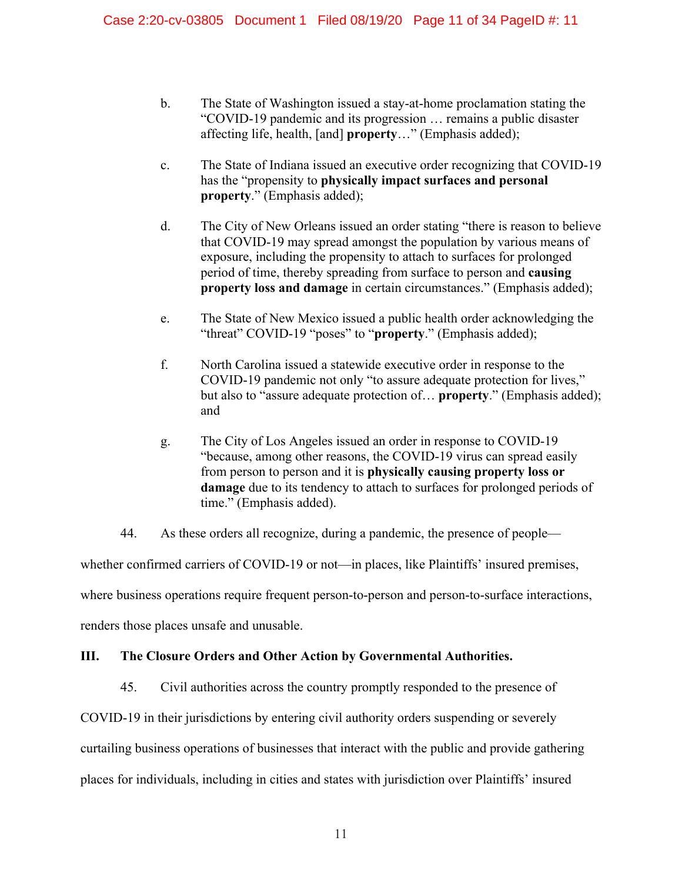b. The State of Washington issued a stay-at-home proclamation stating the "COVID-19 pandemic and its progression … remains a public disaster affecting life, health, [and] **property**…" (Emphasis added);

c. The State of Indiana issued an executive order recognizing that COVID-19 has the "propensity to **physically impact surfaces and personal property**." (Emphasis added);

d. The City of New Orleans issued an order stating "there is reason to believe that COVID-19 may spread amongst the population by various means of exposure, including the propensity to attach to surfaces for prolonged period of time, thereby spreading from surface to person and **causing property loss and damage** in certain circumstances." (Emphasis added);

e. The State of New Mexico issued a public health order acknowledging the "threat" COVID-19 "poses" to "**property**." (Emphasis added);

f. North Carolina issued a statewide executive order in response to the COVID-19 pandemic not only "to assure adequate protection for lives," but also to "assure adequate protection of… **property**." (Emphasis added); and

g. The City of Los Angeles issued an order in response to COVID-19 "because, among other reasons, the COVID-19 virus can spread easily from person to person and it is **physically causing property loss or damage** due to its tendency to attach to surfaces for prolonged periods of time." (Emphasis added).

44. As these orders all recognize, during a pandemic, the presence of people—whether confirmed carriers of COVID-19 or not—in places, like Plaintiffs' insured premises, where business operations require frequent person-to-person and person-to-surface interactions, renders those places unsafe and unusable.

## III. The Closure Orders and Other Action by Governmental Authorities.

45. Civil authorities across the country promptly responded to the presence of COVID-19 in their jurisdictions by entering civil authority orders suspending or severely curtailing business operations of businesses that interact with the public and provide gathering places for individuals, including in cities and states with jurisdiction over Plaintiffs' insured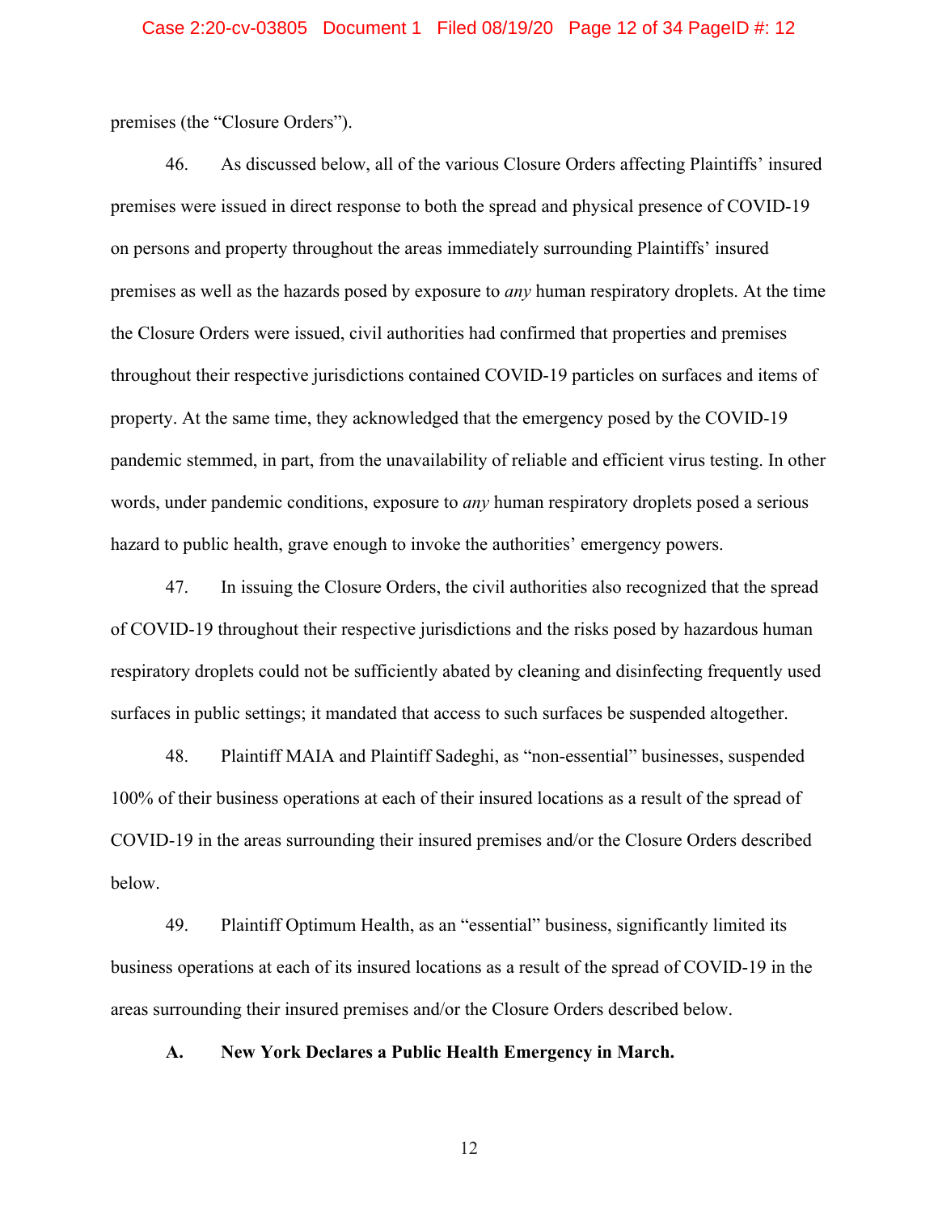premises (the "Closure Orders").

46. As discussed below, all of the various Closure Orders affecting Plaintiffs' insured premises were issued in direct response to both the spread and physical presence of COVID-19 on persons and property throughout the areas immediately surrounding Plaintiffs' insured premises as well as the hazards posed by exposure to *any* human respiratory droplets. At the time the Closure Orders were issued, civil authorities had confirmed that properties and premises throughout their respective jurisdictions contained COVID-19 particles on surfaces and items of property. At the same time, they acknowledged that the emergency posed by the COVID-19 pandemic stemmed, in part, from the unavailability of reliable and efficient virus testing. In other words, under pandemic conditions, exposure to *any* human respiratory droplets posed a serious hazard to public health, grave enough to invoke the authorities' emergency powers.

47. In issuing the Closure Orders, the civil authorities also recognized that the spread of COVID-19 throughout their respective jurisdictions and the risks posed by hazardous human respiratory droplets could not be sufficiently abated by cleaning and disinfecting frequently used surfaces in public settings; it mandated that access to such surfaces be suspended altogether.

48. Plaintiff MAIA and Plaintiff Sadeghi, as "non-essential" businesses, suspended 100% of their business operations at each of their insured locations as a result of the spread of COVID-19 in the areas surrounding their insured premises and/or the Closure Orders described below.

49. Plaintiff Optimum Health, as an "essential" business, significantly limited its business operations at each of its insured locations as a result of the spread of COVID-19 in the areas surrounding their insured premises and/or the Closure Orders described below.

## A. New York Declares a Public Health Emergency in March.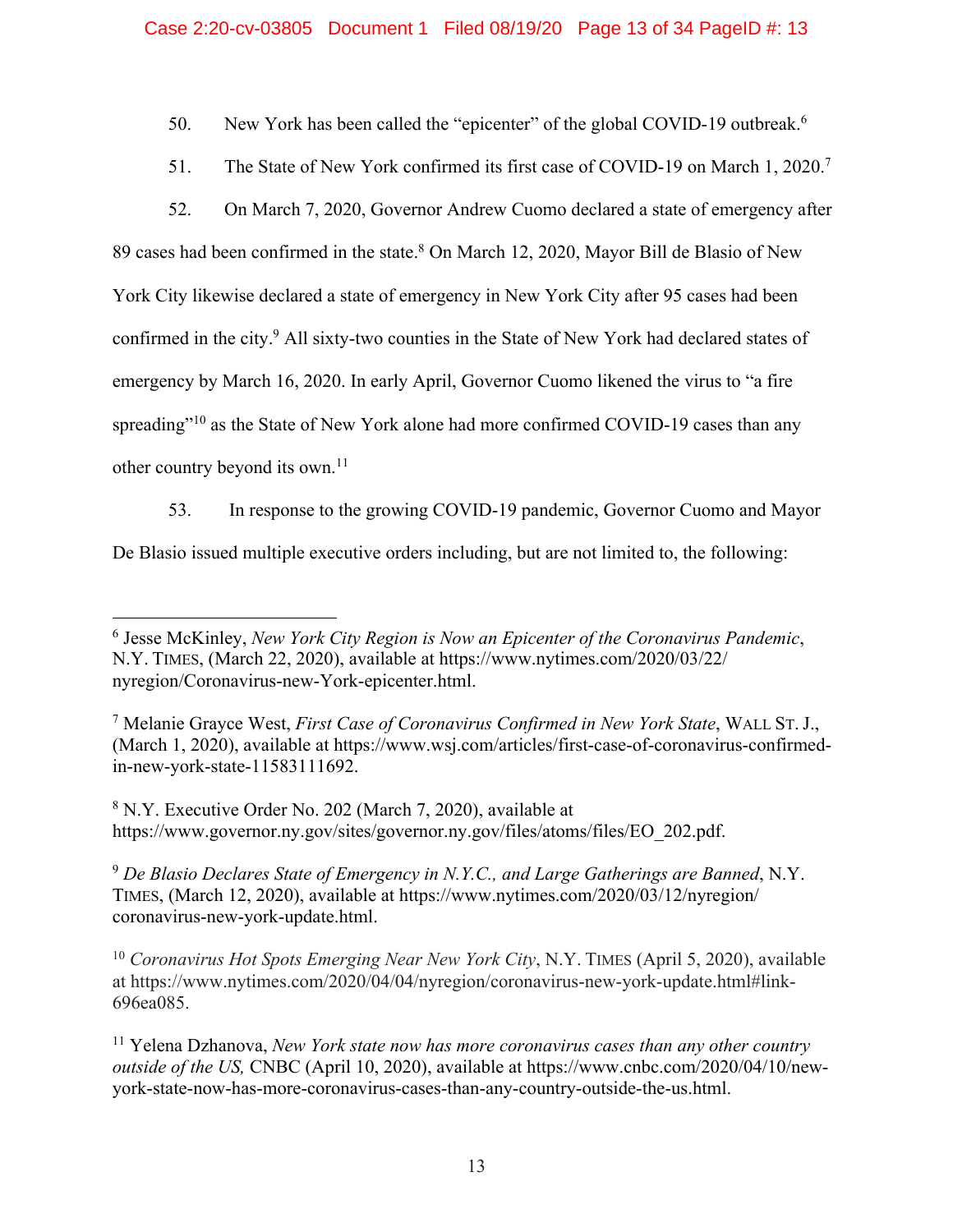50. New York has been called the "epicenter" of the global COVID-19 outbreak.[6]

51. The State of New York confirmed its first case of COVID-19 on March 1, 2020.[7]

52. On March 7, 2020, Governor Andrew Cuomo declared a state of emergency after 89 cases had been confirmed in the state.[8] On March 12, 2020, Mayor Bill de Blasio of New York City likewise declared a state of emergency in New York City after 95 cases had been confirmed in the city.[9] All sixty-two counties in the State of New York had declared states of emergency by March 16, 2020. In early April, Governor Cuomo likened the virus to "a fire spreading"[10] as the State of New York alone had more confirmed COVID-19 cases than any other country beyond its own.[11]

53. In response to the growing COVID-19 pandemic, Governor Cuomo and Mayor De Blasio issued multiple executive orders including, but are not limited to, the following:

---

[6] Jesse McKinley, *New York City Region is Now an Epicenter of the Coronavirus Pandemic*, N.Y. TIMES, (March 22, 2020), available at https://www.nytimes.com/2020/03/22/nyregion/Coronavirus-new-York-epicenter.html.

[7] Melanie Grayce West, *First Case of Coronavirus Confirmed in New York State*, WALL ST. J., (March 1, 2020), available at https://www.wsj.com/articles/first-case-of-coronavirus-confirmed-in-new-york-state-11583111692.

[8] N.Y. Executive Order No. 202 (March 7, 2020), available at https://www.governor.ny.gov/sites/governor.ny.gov/files/atoms/files/EO_202.pdf.

[9] *De Blasio Declares State of Emergency in N.Y.C., and Large Gatherings are Banned*, N.Y. TIMES, (March 12, 2020), available at https://www.nytimes.com/2020/03/12/nyregion/coronavirus-new-york-update.html.

[10] *Coronavirus Hot Spots Emerging Near New York City*, N.Y. TIMES (April 5, 2020), available at https://www.nytimes.com/2020/04/04/nyregion/coronavirus-new-york-update.html#link-696ea085.

[11] Yelena Dzhanova, *New York state now has more coronavirus cases than any other country outside of the US,* CNBC (April 10, 2020), available at https://www.cnbc.com/2020/04/10/new-york-state-now-has-more-coronavirus-cases-than-any-country-outside-the-us.html.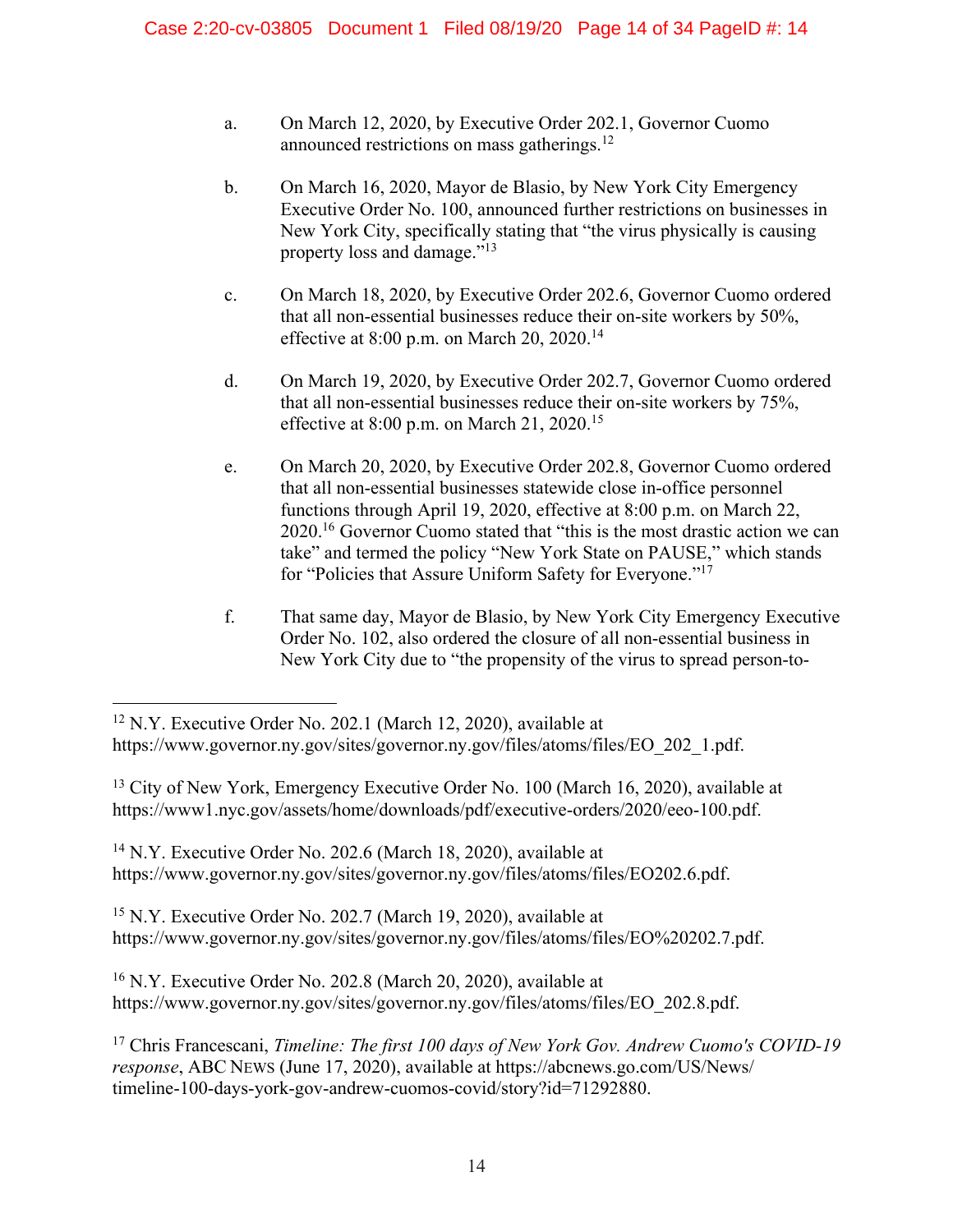a. On March 12, 2020, by Executive Order 202.1, Governor Cuomo announced restrictions on mass gatherings.[12]

b. On March 16, 2020, Mayor de Blasio, by New York City Emergency Executive Order No. 100, announced further restrictions on businesses in New York City, specifically stating that "the virus physically is causing property loss and damage."[13]

c. On March 18, 2020, by Executive Order 202.6, Governor Cuomo ordered that all non-essential businesses reduce their on-site workers by 50%, effective at 8:00 p.m. on March 20, 2020.[14]

d. On March 19, 2020, by Executive Order 202.7, Governor Cuomo ordered that all non-essential businesses reduce their on-site workers by 75%, effective at 8:00 p.m. on March 21, 2020.[15]

e. On March 20, 2020, by Executive Order 202.8, Governor Cuomo ordered that all non-essential businesses statewide close in-office personnel functions through April 19, 2020, effective at 8:00 p.m. on March 22, 2020.[16] Governor Cuomo stated that "this is the most drastic action we can take" and termed the policy "New York State on PAUSE," which stands for "Policies that Assure Uniform Safety for Everyone."[17]

f. That same day, Mayor de Blasio, by New York City Emergency Executive Order No. 102, also ordered the closure of all non-essential business in New York City due to "the propensity of the virus to spread person-to-

---

[12] N.Y. Executive Order No. 202.1 (March 12, 2020), available at https://www.governor.ny.gov/sites/governor.ny.gov/files/atoms/files/EO_202_1.pdf.

[13] City of New York, Emergency Executive Order No. 100 (March 16, 2020), available at https://www1.nyc.gov/assets/home/downloads/pdf/executive-orders/2020/eeo-100.pdf.

[14] N.Y. Executive Order No. 202.6 (March 18, 2020), available at https://www.governor.ny.gov/sites/governor.ny.gov/files/atoms/files/EO202.6.pdf.

[15] N.Y. Executive Order No. 202.7 (March 19, 2020), available at https://www.governor.ny.gov/sites/governor.ny.gov/files/atoms/files/EO%20202.7.pdf.

[16] N.Y. Executive Order No. 202.8 (March 20, 2020), available at https://www.governor.ny.gov/sites/governor.ny.gov/files/atoms/files/EO_202.8.pdf.

[17] Chris Francescani, *Timeline: The first 100 days of New York Gov. Andrew Cuomo's COVID-19 response*, ABC NEWS (June 17, 2020), available at https://abcnews.go.com/US/News/timeline-100-days-york-gov-andrew-cuomos-covid/story?id=71292880.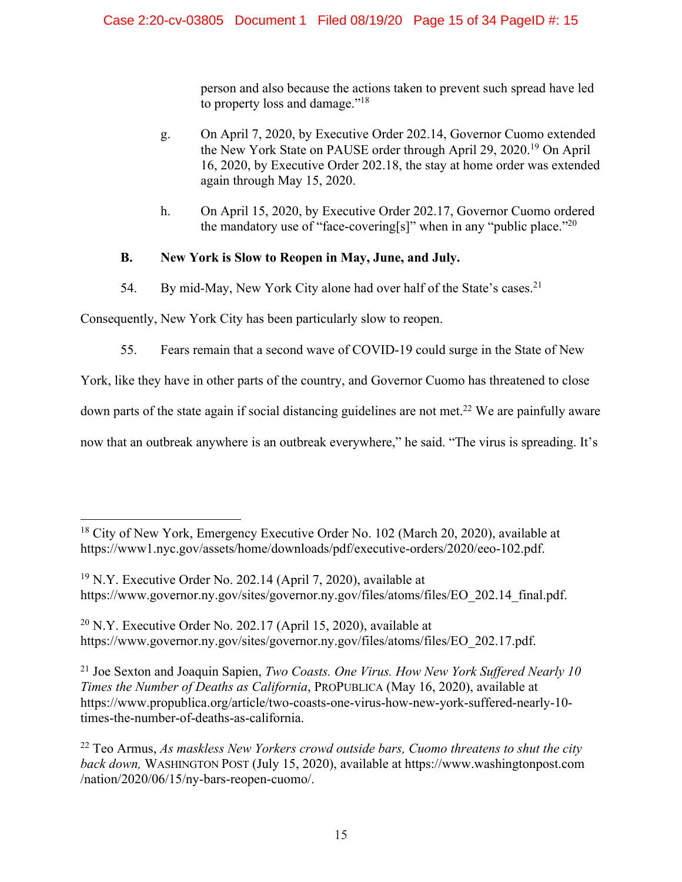person and also because the actions taken to prevent such spread have led to property loss and damage."[18]

g. On April 7, 2020, by Executive Order 202.14, Governor Cuomo extended the New York State on PAUSE order through April 29, 2020.[19] On April 16, 2020, by Executive Order 202.18, the stay at home order was extended again through May 15, 2020.

h. On April 15, 2020, by Executive Order 202.17, Governor Cuomo ordered the mandatory use of "face-covering[s]" when in any "public place."[20]

### B. New York is Slow to Reopen in May, June, and July.

54. By mid-May, New York City alone had over half of the State's cases.[21] Consequently, New York City has been particularly slow to reopen.

55. Fears remain that a second wave of COVID-19 could surge in the State of New York, like they have in other parts of the country, and Governor Cuomo has threatened to close down parts of the state again if social distancing guidelines are not met.[22] We are painfully aware now that an outbreak anywhere is an outbreak everywhere," he said. "The virus is spreading. It's

---

[18] City of New York, Emergency Executive Order No. 102 (March 20, 2020), available at https://www1.nyc.gov/assets/home/downloads/pdf/executive-orders/2020/eeo-102.pdf.

[19] N.Y. Executive Order No. 202.14 (April 7, 2020), available at https://www.governor.ny.gov/sites/governor.ny.gov/files/atoms/files/EO_202.14_final.pdf.

[20] N.Y. Executive Order No. 202.17 (April 15, 2020), available at https://www.governor.ny.gov/sites/governor.ny.gov/files/atoms/files/EO_202.17.pdf.

[21] Joe Sexton and Joaquin Sapien, *Two Coasts. One Virus. How New York Suffered Nearly 10 Times the Number of Deaths as California*, PROPUBLICA (May 16, 2020), available at https://www.propublica.org/article/two-coasts-one-virus-how-new-york-suffered-nearly-10-times-the-number-of-deaths-as-california.

[22] Teo Armus, *As maskless New Yorkers crowd outside bars, Cuomo threatens to shut the city back down,* WASHINGTON POST (July 15, 2020), available at https://www.washingtonpost.com /nation/2020/06/15/ny-bars-reopen-cuomo/.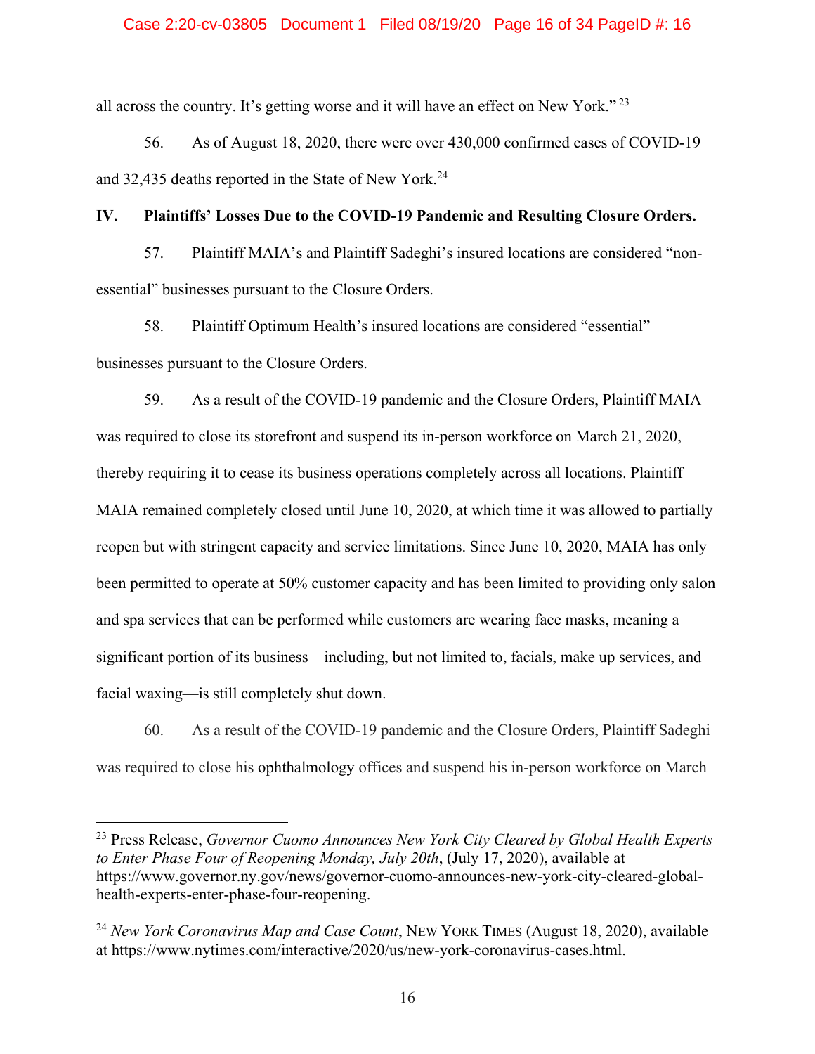all across the country. It's getting worse and it will have an effect on New York."[23]

56. As of August 18, 2020, there were over 430,000 confirmed cases of COVID-19 and 32,435 deaths reported in the State of New York.[24]

## IV. Plaintiffs' Losses Due to the COVID-19 Pandemic and Resulting Closure Orders.

57. Plaintiff MAIA's and Plaintiff Sadeghi's insured locations are considered "non-essential" businesses pursuant to the Closure Orders.

58. Plaintiff Optimum Health's insured locations are considered "essential" businesses pursuant to the Closure Orders.

59. As a result of the COVID-19 pandemic and the Closure Orders, Plaintiff MAIA was required to close its storefront and suspend its in-person workforce on March 21, 2020, thereby requiring it to cease its business operations completely across all locations. Plaintiff MAIA remained completely closed until June 10, 2020, at which time it was allowed to partially reopen but with stringent capacity and service limitations. Since June 10, 2020, MAIA has only been permitted to operate at 50% customer capacity and has been limited to providing only salon and spa services that can be performed while customers are wearing face masks, meaning a significant portion of its business—including, but not limited to, facials, make up services, and facial waxing—is still completely shut down.

60. As a result of the COVID-19 pandemic and the Closure Orders, Plaintiff Sadeghi was required to close his ophthalmology offices and suspend his in-person workforce on March

---

[23] Press Release, *Governor Cuomo Announces New York City Cleared by Global Health Experts to Enter Phase Four of Reopening Monday, July 20th*, (July 17, 2020), available at https://www.governor.ny.gov/news/governor-cuomo-announces-new-york-city-cleared-global-health-experts-enter-phase-four-reopening.

[24] *New York Coronavirus Map and Case Count*, NEW YORK TIMES (August 18, 2020), available at https://www.nytimes.com/interactive/2020/us/new-york-coronavirus-cases.html.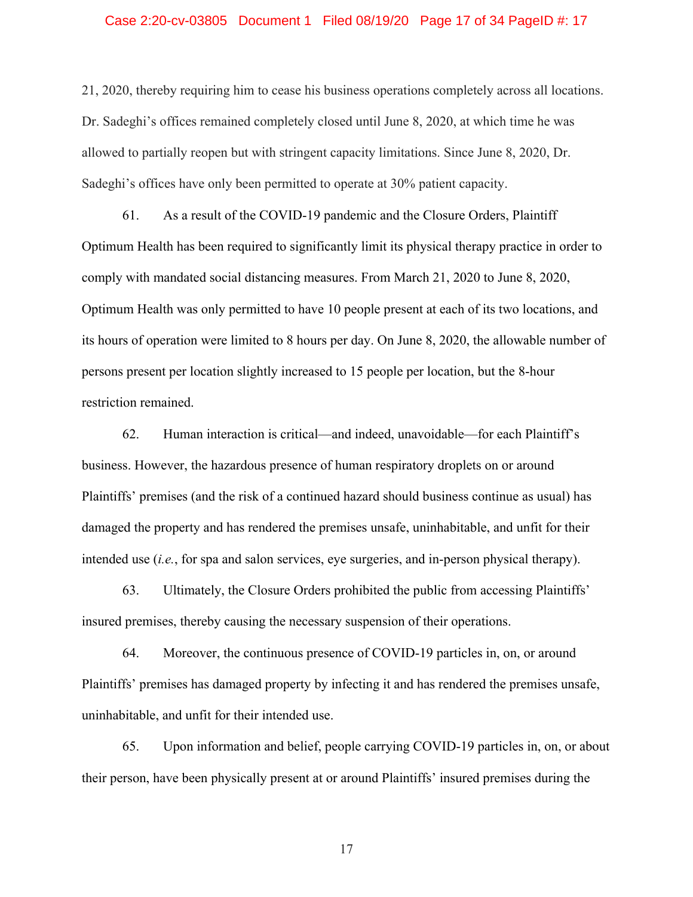21, 2020, thereby requiring him to cease his business operations completely across all locations. Dr. Sadeghi's offices remained completely closed until June 8, 2020, at which time he was allowed to partially reopen but with stringent capacity limitations. Since June 8, 2020, Dr. Sadeghi's offices have only been permitted to operate at 30% patient capacity.

61. As a result of the COVID-19 pandemic and the Closure Orders, Plaintiff Optimum Health has been required to significantly limit its physical therapy practice in order to comply with mandated social distancing measures. From March 21, 2020 to June 8, 2020, Optimum Health was only permitted to have 10 people present at each of its two locations, and its hours of operation were limited to 8 hours per day. On June 8, 2020, the allowable number of persons present per location slightly increased to 15 people per location, but the 8-hour restriction remained.

62. Human interaction is critical—and indeed, unavoidable—for each Plaintiff's business. However, the hazardous presence of human respiratory droplets on or around Plaintiffs' premises (and the risk of a continued hazard should business continue as usual) has damaged the property and has rendered the premises unsafe, uninhabitable, and unfit for their intended use (*i.e.*, for spa and salon services, eye surgeries, and in-person physical therapy).

63. Ultimately, the Closure Orders prohibited the public from accessing Plaintiffs' insured premises, thereby causing the necessary suspension of their operations.

64. Moreover, the continuous presence of COVID-19 particles in, on, or around Plaintiffs' premises has damaged property by infecting it and has rendered the premises unsafe, uninhabitable, and unfit for their intended use.

65. Upon information and belief, people carrying COVID-19 particles in, on, or about their person, have been physically present at or around Plaintiffs' insured premises during the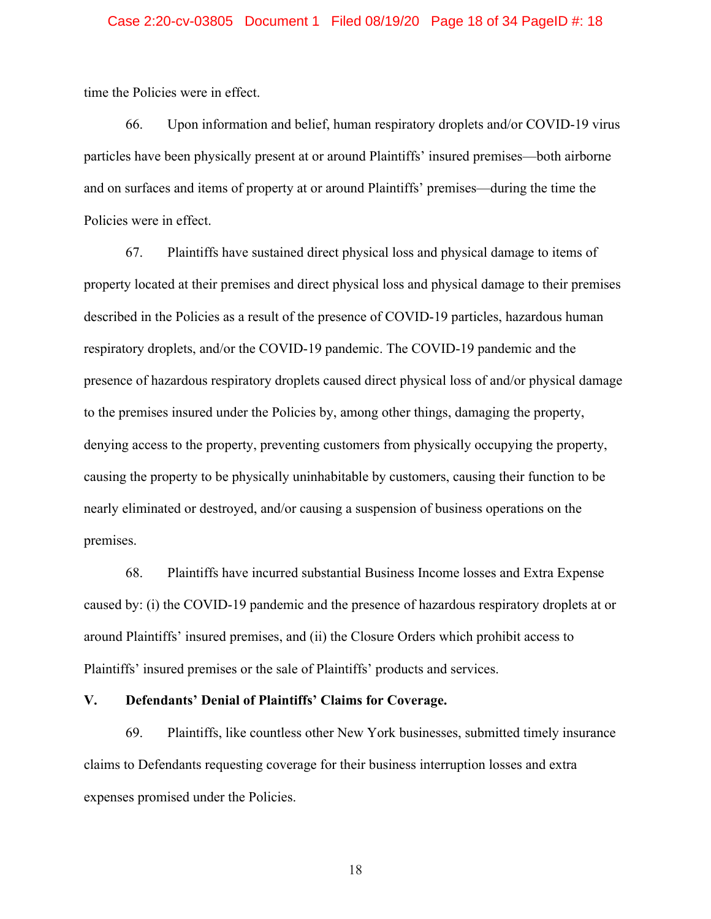time the Policies were in effect.

66. Upon information and belief, human respiratory droplets and/or COVID-19 virus particles have been physically present at or around Plaintiffs' insured premises—both airborne and on surfaces and items of property at or around Plaintiffs' premises—during the time the Policies were in effect.

67. Plaintiffs have sustained direct physical loss and physical damage to items of property located at their premises and direct physical loss and physical damage to their premises described in the Policies as a result of the presence of COVID-19 particles, hazardous human respiratory droplets, and/or the COVID-19 pandemic. The COVID-19 pandemic and the presence of hazardous respiratory droplets caused direct physical loss of and/or physical damage to the premises insured under the Policies by, among other things, damaging the property, denying access to the property, preventing customers from physically occupying the property, causing the property to be physically uninhabitable by customers, causing their function to be nearly eliminated or destroyed, and/or causing a suspension of business operations on the premises.

68. Plaintiffs have incurred substantial Business Income losses and Extra Expense caused by: (i) the COVID-19 pandemic and the presence of hazardous respiratory droplets at or around Plaintiffs' insured premises, and (ii) the Closure Orders which prohibit access to Plaintiffs' insured premises or the sale of Plaintiffs' products and services.

## V. Defendants' Denial of Plaintiffs' Claims for Coverage.

69. Plaintiffs, like countless other New York businesses, submitted timely insurance claims to Defendants requesting coverage for their business interruption losses and extra expenses promised under the Policies.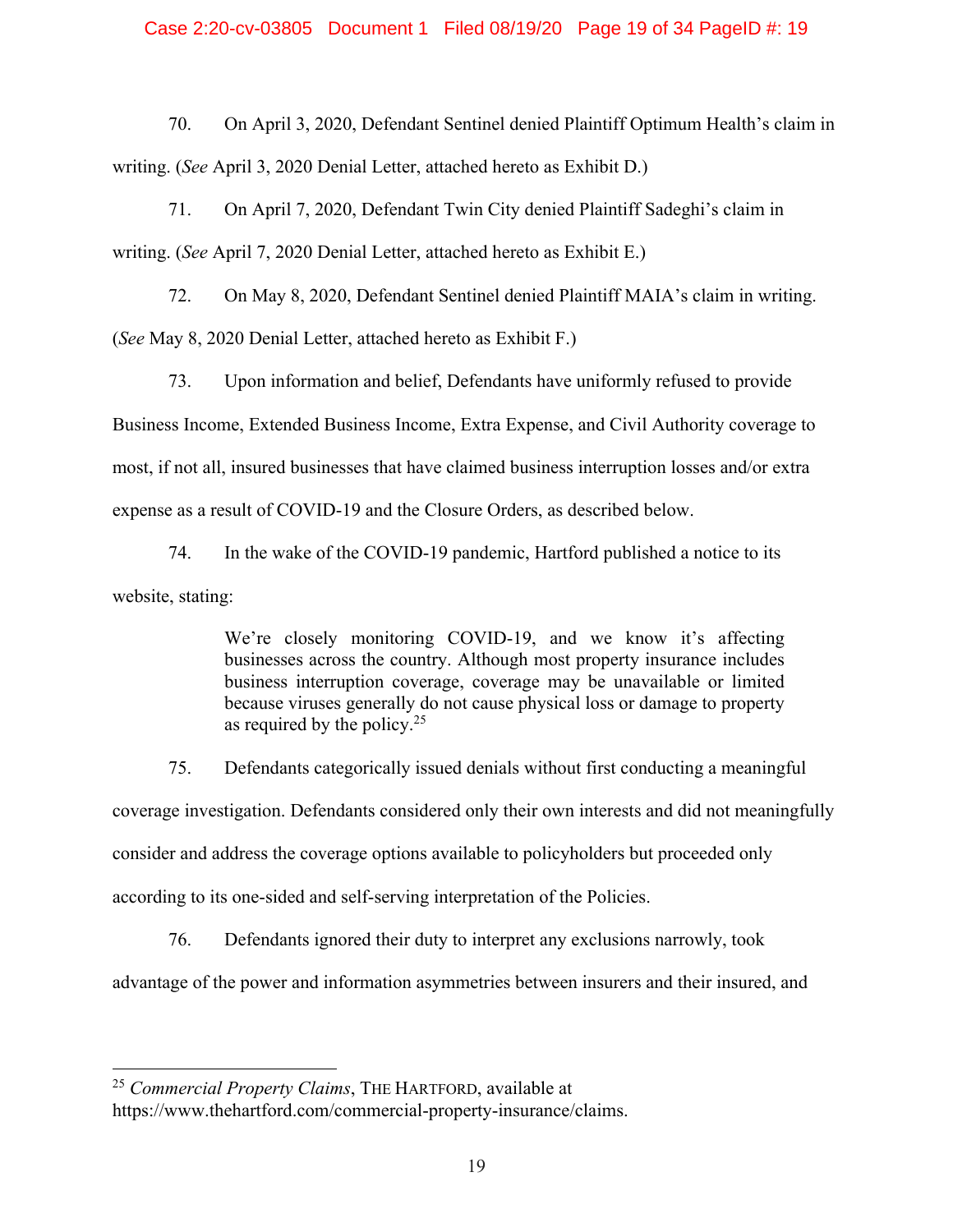70. On April 3, 2020, Defendant Sentinel denied Plaintiff Optimum Health's claim in writing. (*See* April 3, 2020 Denial Letter, attached hereto as Exhibit D.)

71. On April 7, 2020, Defendant Twin City denied Plaintiff Sadeghi's claim in writing. (*See* April 7, 2020 Denial Letter, attached hereto as Exhibit E.)

72. On May 8, 2020, Defendant Sentinel denied Plaintiff MAIA's claim in writing. (*See* May 8, 2020 Denial Letter, attached hereto as Exhibit F.)

73. Upon information and belief, Defendants have uniformly refused to provide Business Income, Extended Business Income, Extra Expense, and Civil Authority coverage to most, if not all, insured businesses that have claimed business interruption losses and/or extra expense as a result of COVID-19 and the Closure Orders, as described below.

74. In the wake of the COVID-19 pandemic, Hartford published a notice to its website, stating:

> We're closely monitoring COVID-19, and we know it's affecting businesses across the country. Although most property insurance includes business interruption coverage, coverage may be unavailable or limited because viruses generally do not cause physical loss or damage to property as required by the policy.[25]

75. Defendants categorically issued denials without first conducting a meaningful coverage investigation. Defendants considered only their own interests and did not meaningfully consider and address the coverage options available to policyholders but proceeded only according to its one-sided and self-serving interpretation of the Policies.

76. Defendants ignored their duty to interpret any exclusions narrowly, took advantage of the power and information asymmetries between insurers and their insured, and

---

[25] *Commercial Property Claims*, THE HARTFORD, available at https://www.thehartford.com/commercial-property-insurance/claims.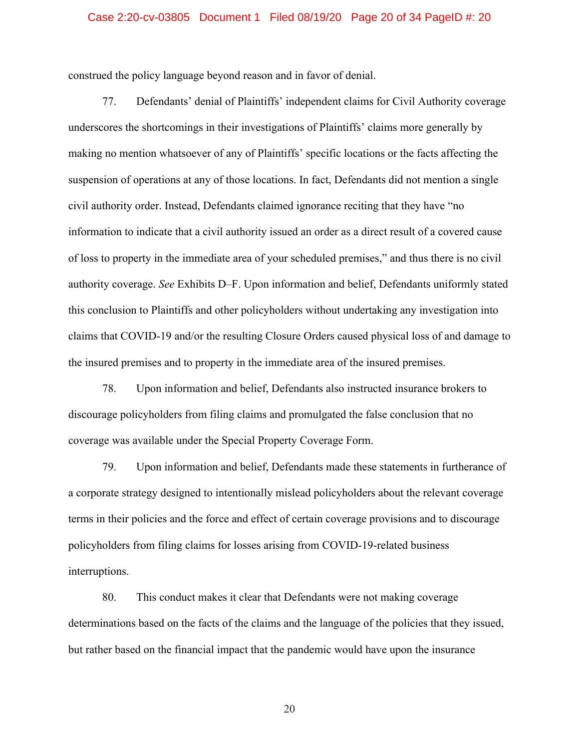construed the policy language beyond reason and in favor of denial.

77. Defendants' denial of Plaintiffs' independent claims for Civil Authority coverage underscores the shortcomings in their investigations of Plaintiffs' claims more generally by making no mention whatsoever of any of Plaintiffs' specific locations or the facts affecting the suspension of operations at any of those locations. In fact, Defendants did not mention a single civil authority order. Instead, Defendants claimed ignorance reciting that they have "no information to indicate that a civil authority issued an order as a direct result of a covered cause of loss to property in the immediate area of your scheduled premises," and thus there is no civil authority coverage. *See* Exhibits D–F. Upon information and belief, Defendants uniformly stated this conclusion to Plaintiffs and other policyholders without undertaking any investigation into claims that COVID-19 and/or the resulting Closure Orders caused physical loss of and damage to the insured premises and to property in the immediate area of the insured premises.

78. Upon information and belief, Defendants also instructed insurance brokers to discourage policyholders from filing claims and promulgated the false conclusion that no coverage was available under the Special Property Coverage Form.

79. Upon information and belief, Defendants made these statements in furtherance of a corporate strategy designed to intentionally mislead policyholders about the relevant coverage terms in their policies and the force and effect of certain coverage provisions and to discourage policyholders from filing claims for losses arising from COVID-19-related business interruptions.

80. This conduct makes it clear that Defendants were not making coverage determinations based on the facts of the claims and the language of the policies that they issued, but rather based on the financial impact that the pandemic would have upon the insurance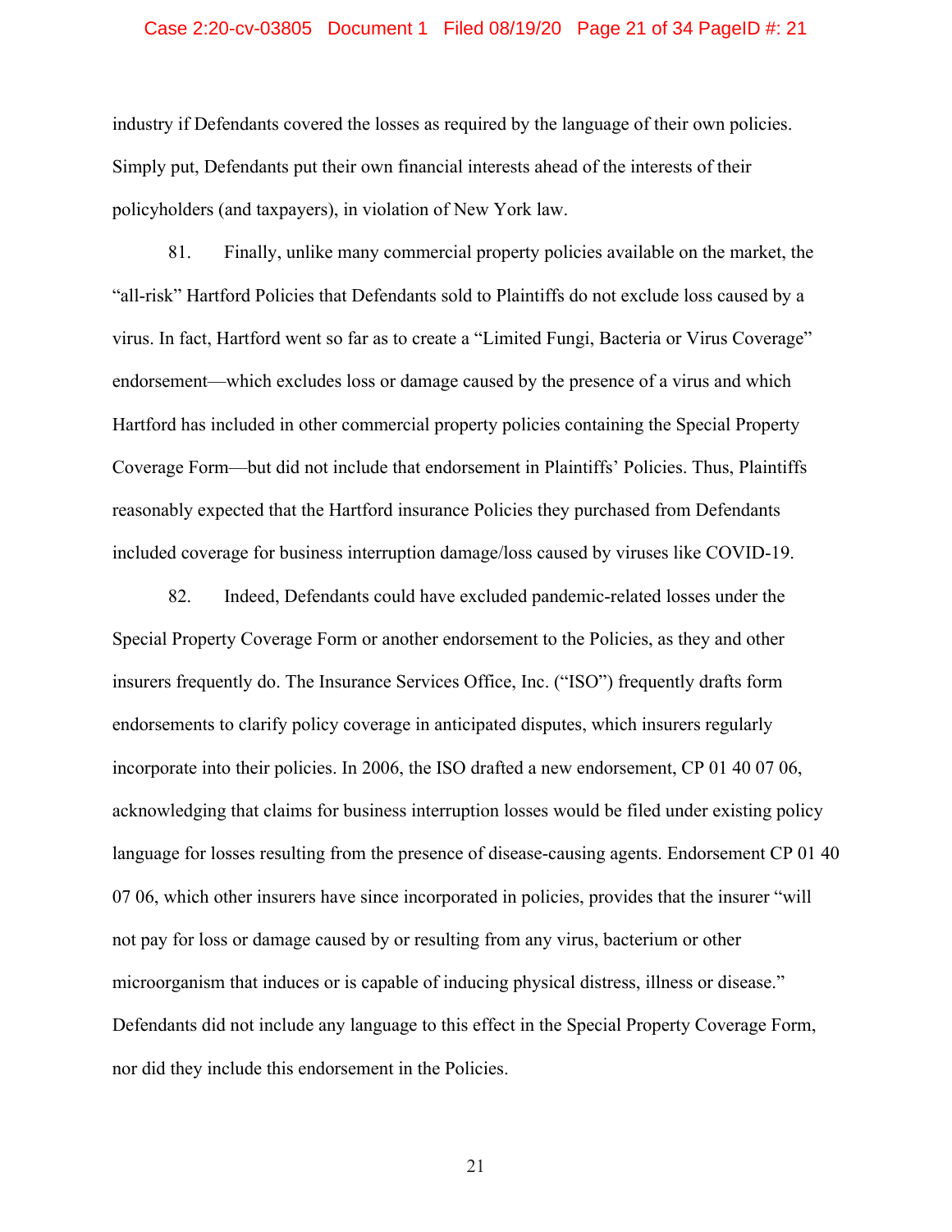industry if Defendants covered the losses as required by the language of their own policies. Simply put, Defendants put their own financial interests ahead of the interests of their policyholders (and taxpayers), in violation of New York law.

81. Finally, unlike many commercial property policies available on the market, the "all-risk" Hartford Policies that Defendants sold to Plaintiffs do not exclude loss caused by a virus. In fact, Hartford went so far as to create a "Limited Fungi, Bacteria or Virus Coverage" endorsement—which excludes loss or damage caused by the presence of a virus and which Hartford has included in other commercial property policies containing the Special Property Coverage Form—but did not include that endorsement in Plaintiffs' Policies. Thus, Plaintiffs reasonably expected that the Hartford insurance Policies they purchased from Defendants included coverage for business interruption damage/loss caused by viruses like COVID-19.

82. Indeed, Defendants could have excluded pandemic-related losses under the Special Property Coverage Form or another endorsement to the Policies, as they and other insurers frequently do. The Insurance Services Office, Inc. ("ISO") frequently drafts form endorsements to clarify policy coverage in anticipated disputes, which insurers regularly incorporate into their policies. In 2006, the ISO drafted a new endorsement, CP 01 40 07 06, acknowledging that claims for business interruption losses would be filed under existing policy language for losses resulting from the presence of disease-causing agents. Endorsement CP 01 40 07 06, which other insurers have since incorporated in policies, provides that the insurer "will not pay for loss or damage caused by or resulting from any virus, bacterium or other microorganism that induces or is capable of inducing physical distress, illness or disease." Defendants did not include any language to this effect in the Special Property Coverage Form, nor did they include this endorsement in the Policies.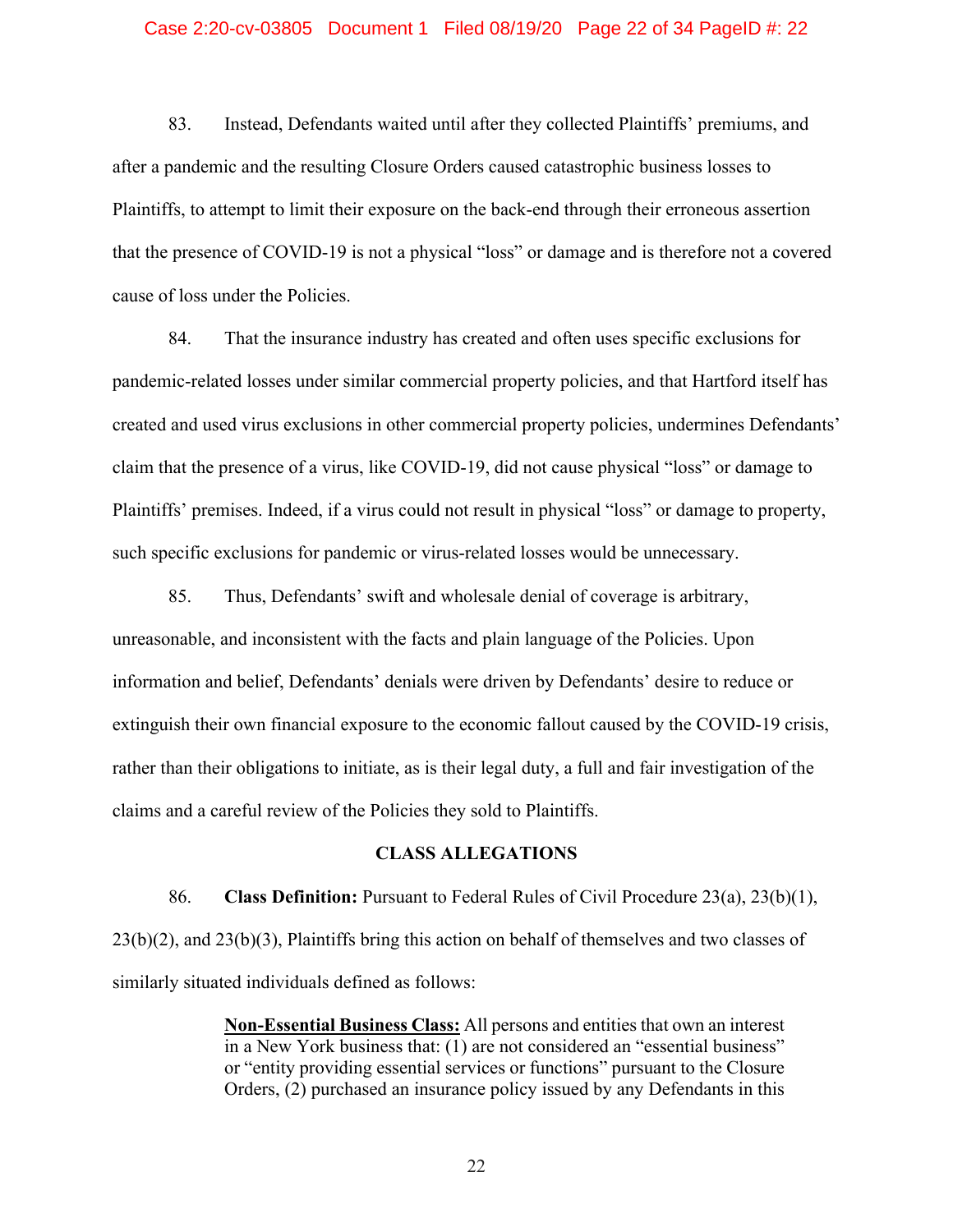83. Instead, Defendants waited until after they collected Plaintiffs' premiums, and after a pandemic and the resulting Closure Orders caused catastrophic business losses to Plaintiffs, to attempt to limit their exposure on the back-end through their erroneous assertion that the presence of COVID-19 is not a physical "loss" or damage and is therefore not a covered cause of loss under the Policies.

84. That the insurance industry has created and often uses specific exclusions for pandemic-related losses under similar commercial property policies, and that Hartford itself has created and used virus exclusions in other commercial property policies, undermines Defendants' claim that the presence of a virus, like COVID-19, did not cause physical "loss" or damage to Plaintiffs' premises. Indeed, if a virus could not result in physical "loss" or damage to property, such specific exclusions for pandemic or virus-related losses would be unnecessary.

85. Thus, Defendants' swift and wholesale denial of coverage is arbitrary, unreasonable, and inconsistent with the facts and plain language of the Policies. Upon information and belief, Defendants' denials were driven by Defendants' desire to reduce or extinguish their own financial exposure to the economic fallout caused by the COVID-19 crisis, rather than their obligations to initiate, as is their legal duty, a full and fair investigation of the claims and a careful review of the Policies they sold to Plaintiffs.

## CLASS ALLEGATIONS

86. **Class Definition:** Pursuant to Federal Rules of Civil Procedure 23(a), 23(b)(1), 23(b)(2), and 23(b)(3), Plaintiffs bring this action on behalf of themselves and two classes of similarly situated individuals defined as follows:

> **<u>Non-Essential Business Class:</u>** All persons and entities that own an interest in a New York business that: (1) are not considered an "essential business" or "entity providing essential services or functions" pursuant to the Closure Orders, (2) purchased an insurance policy issued by any Defendants in this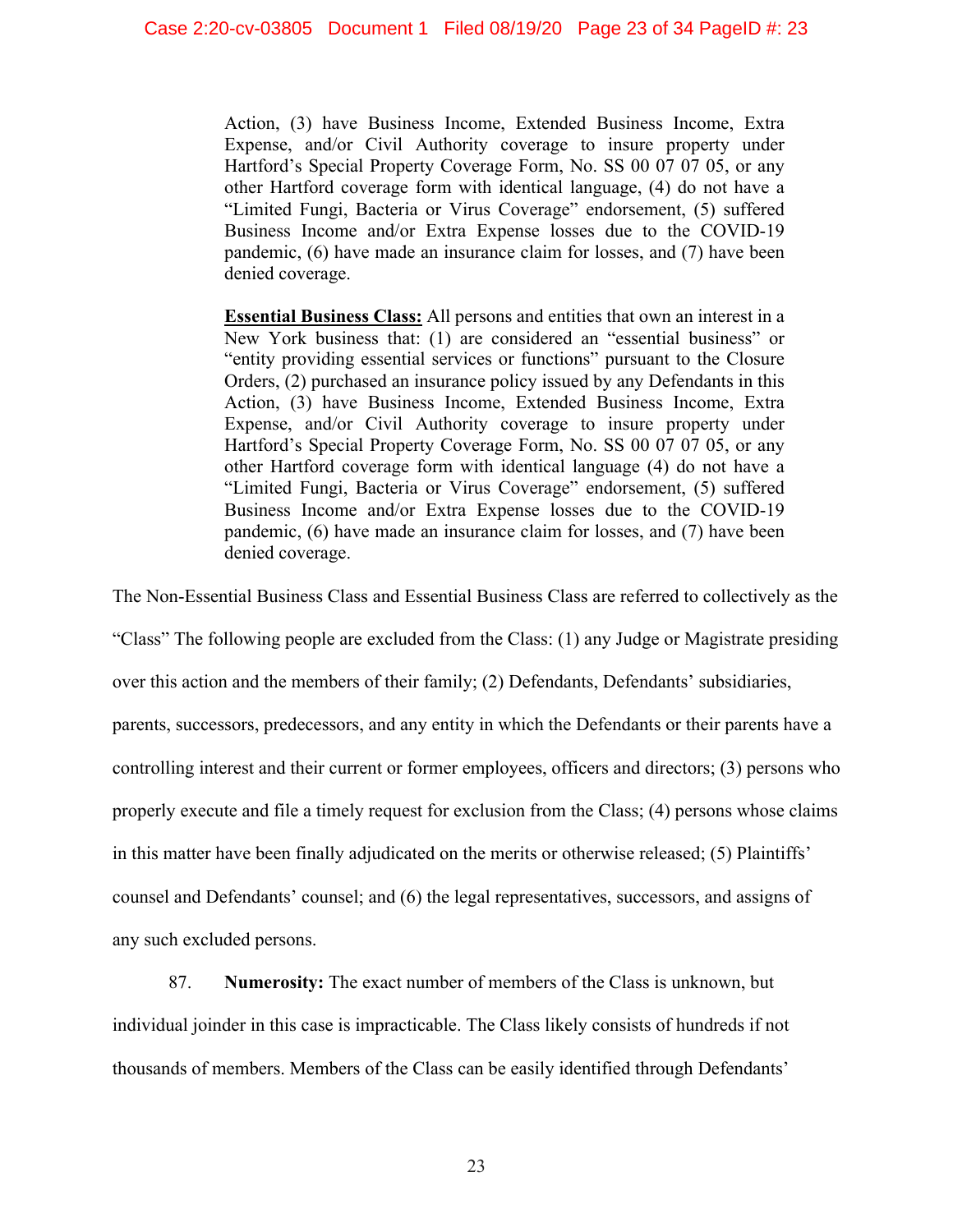> Action, (3) have Business Income, Extended Business Income, Extra Expense, and/or Civil Authority coverage to insure property under Hartford's Special Property Coverage Form, No. SS 00 07 07 05, or any other Hartford coverage form with identical language, (4) do not have a "Limited Fungi, Bacteria or Virus Coverage" endorsement, (5) suffered Business Income and/or Extra Expense losses due to the COVID-19 pandemic, (6) have made an insurance claim for losses, and (7) have been denied coverage.
>
> **Essential Business Class:** All persons and entities that own an interest in a New York business that: (1) are considered an "essential business" or "entity providing essential services or functions" pursuant to the Closure Orders, (2) purchased an insurance policy issued by any Defendants in this Action, (3) have Business Income, Extended Business Income, Extra Expense, and/or Civil Authority coverage to insure property under Hartford's Special Property Coverage Form, No. SS 00 07 07 05, or any other Hartford coverage form with identical language (4) do not have a "Limited Fungi, Bacteria or Virus Coverage" endorsement, (5) suffered Business Income and/or Extra Expense losses due to the COVID-19 pandemic, (6) have made an insurance claim for losses, and (7) have been denied coverage.

The Non-Essential Business Class and Essential Business Class are referred to collectively as the "Class" The following people are excluded from the Class: (1) any Judge or Magistrate presiding over this action and the members of their family; (2) Defendants, Defendants' subsidiaries, parents, successors, predecessors, and any entity in which the Defendants or their parents have a controlling interest and their current or former employees, officers and directors; (3) persons who properly execute and file a timely request for exclusion from the Class; (4) persons whose claims in this matter have been finally adjudicated on the merits or otherwise released; (5) Plaintiffs' counsel and Defendants' counsel; and (6) the legal representatives, successors, and assigns of any such excluded persons.

87. **Numerosity:** The exact number of members of the Class is unknown, but individual joinder in this case is impracticable. The Class likely consists of hundreds if not thousands of members. Members of the Class can be easily identified through Defendants'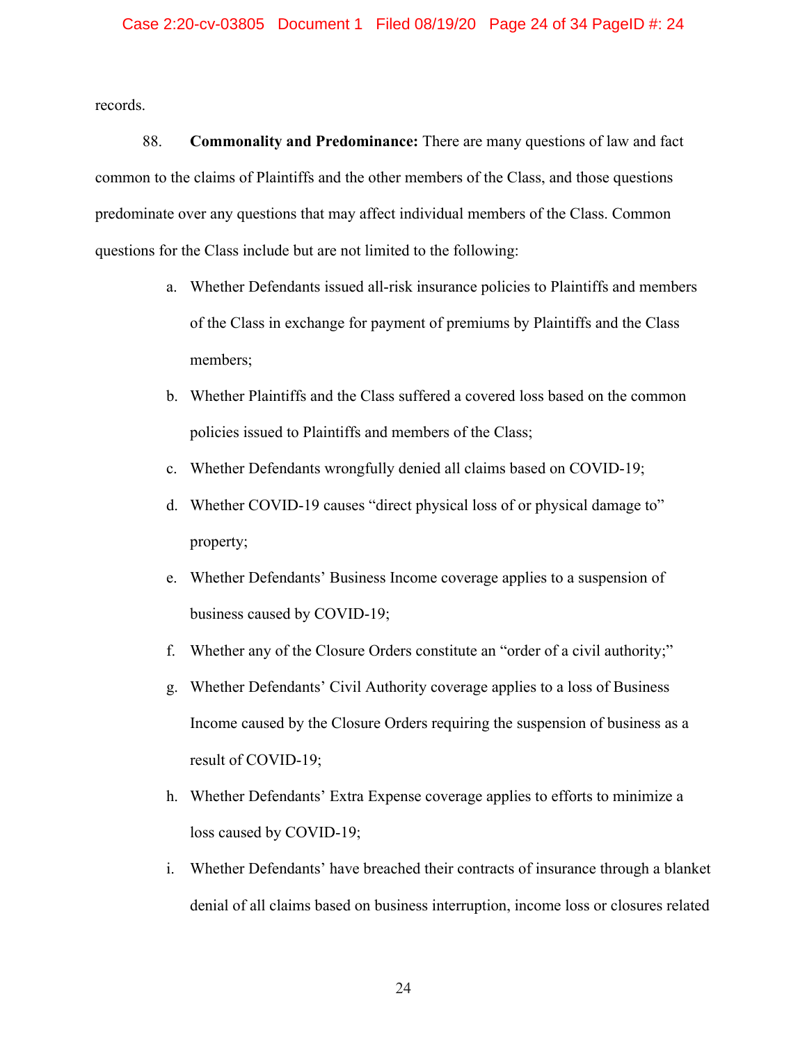records.

88. **Commonality and Predominance:** There are many questions of law and fact common to the claims of Plaintiffs and the other members of the Class, and those questions predominate over any questions that may affect individual members of the Class. Common questions for the Class include but are not limited to the following:

a. Whether Defendants issued all-risk insurance policies to Plaintiffs and members of the Class in exchange for payment of premiums by Plaintiffs and the Class members;

b. Whether Plaintiffs and the Class suffered a covered loss based on the common policies issued to Plaintiffs and members of the Class;

c. Whether Defendants wrongfully denied all claims based on COVID-19;

d. Whether COVID-19 causes "direct physical loss of or physical damage to" property;

e. Whether Defendants' Business Income coverage applies to a suspension of business caused by COVID-19;

f. Whether any of the Closure Orders constitute an "order of a civil authority;"

g. Whether Defendants' Civil Authority coverage applies to a loss of Business Income caused by the Closure Orders requiring the suspension of business as a result of COVID-19;

h. Whether Defendants' Extra Expense coverage applies to efforts to minimize a loss caused by COVID-19;

i. Whether Defendants' have breached their contracts of insurance through a blanket denial of all claims based on business interruption, income loss or closures related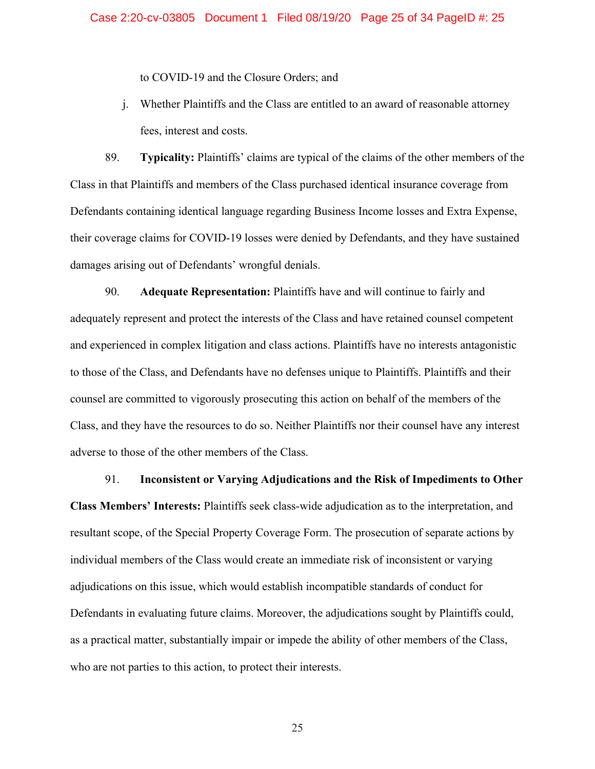to COVID-19 and the Closure Orders; and

j. Whether Plaintiffs and the Class are entitled to an award of reasonable attorney fees, interest and costs.

89. **Typicality:** Plaintiffs' claims are typical of the claims of the other members of the Class in that Plaintiffs and members of the Class purchased identical insurance coverage from Defendants containing identical language regarding Business Income losses and Extra Expense, their coverage claims for COVID-19 losses were denied by Defendants, and they have sustained damages arising out of Defendants' wrongful denials.

90. **Adequate Representation:** Plaintiffs have and will continue to fairly and adequately represent and protect the interests of the Class and have retained counsel competent and experienced in complex litigation and class actions. Plaintiffs have no interests antagonistic to those of the Class, and Defendants have no defenses unique to Plaintiffs. Plaintiffs and their counsel are committed to vigorously prosecuting this action on behalf of the members of the Class, and they have the resources to do so. Neither Plaintiffs nor their counsel have any interest adverse to those of the other members of the Class.

91. **Inconsistent or Varying Adjudications and the Risk of Impediments to Other Class Members' Interests:** Plaintiffs seek class-wide adjudication as to the interpretation, and resultant scope, of the Special Property Coverage Form. The prosecution of separate actions by individual members of the Class would create an immediate risk of inconsistent or varying adjudications on this issue, which would establish incompatible standards of conduct for Defendants in evaluating future claims. Moreover, the adjudications sought by Plaintiffs could, as a practical matter, substantially impair or impede the ability of other members of the Class, who are not parties to this action, to protect their interests.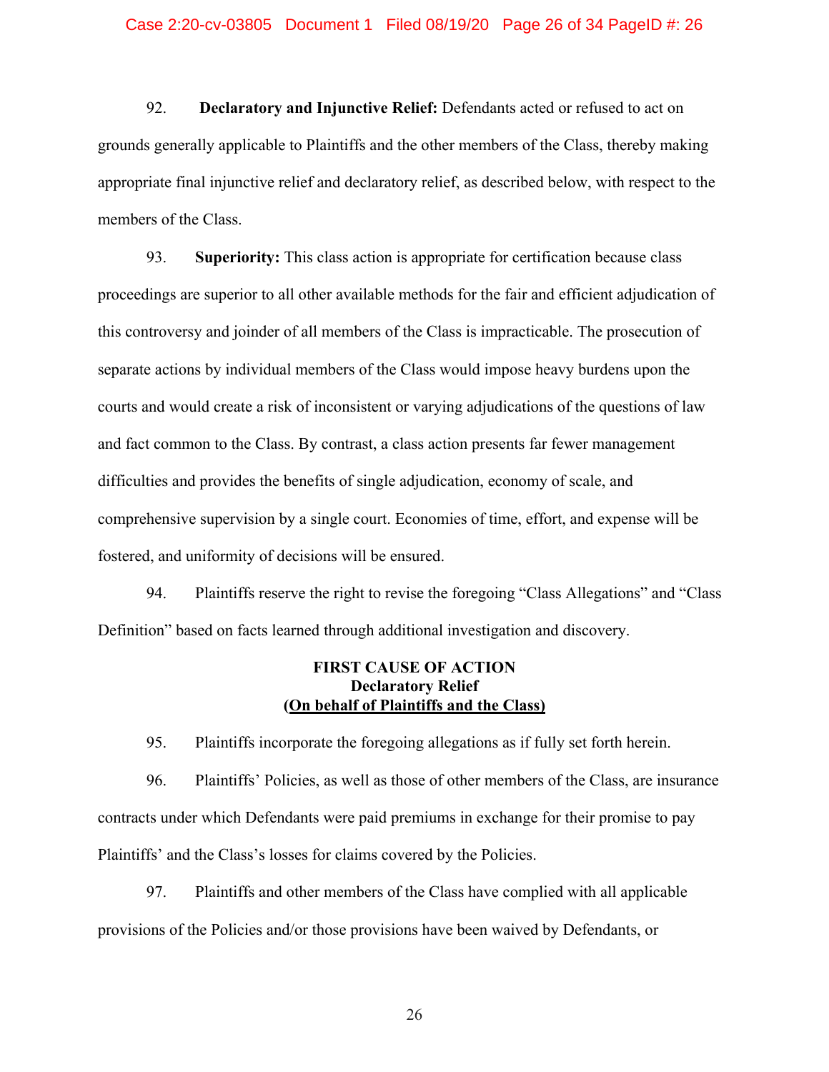92. **Declaratory and Injunctive Relief:** Defendants acted or refused to act on grounds generally applicable to Plaintiffs and the other members of the Class, thereby making appropriate final injunctive relief and declaratory relief, as described below, with respect to the members of the Class.

93. **Superiority:** This class action is appropriate for certification because class proceedings are superior to all other available methods for the fair and efficient adjudication of this controversy and joinder of all members of the Class is impracticable. The prosecution of separate actions by individual members of the Class would impose heavy burdens upon the courts and would create a risk of inconsistent or varying adjudications of the questions of law and fact common to the Class. By contrast, a class action presents far fewer management difficulties and provides the benefits of single adjudication, economy of scale, and comprehensive supervision by a single court. Economies of time, effort, and expense will be fostered, and uniformity of decisions will be ensured.

94. Plaintiffs reserve the right to revise the foregoing "Class Allegations" and "Class Definition" based on facts learned through additional investigation and discovery.

**FIRST CAUSE OF ACTION**
**Declaratory Relief**
**(On behalf of Plaintiffs and the Class)**

95. Plaintiffs incorporate the foregoing allegations as if fully set forth herein.

96. Plaintiffs' Policies, as well as those of other members of the Class, are insurance contracts under which Defendants were paid premiums in exchange for their promise to pay Plaintiffs' and the Class's losses for claims covered by the Policies.

97. Plaintiffs and other members of the Class have complied with all applicable provisions of the Policies and/or those provisions have been waived by Defendants, or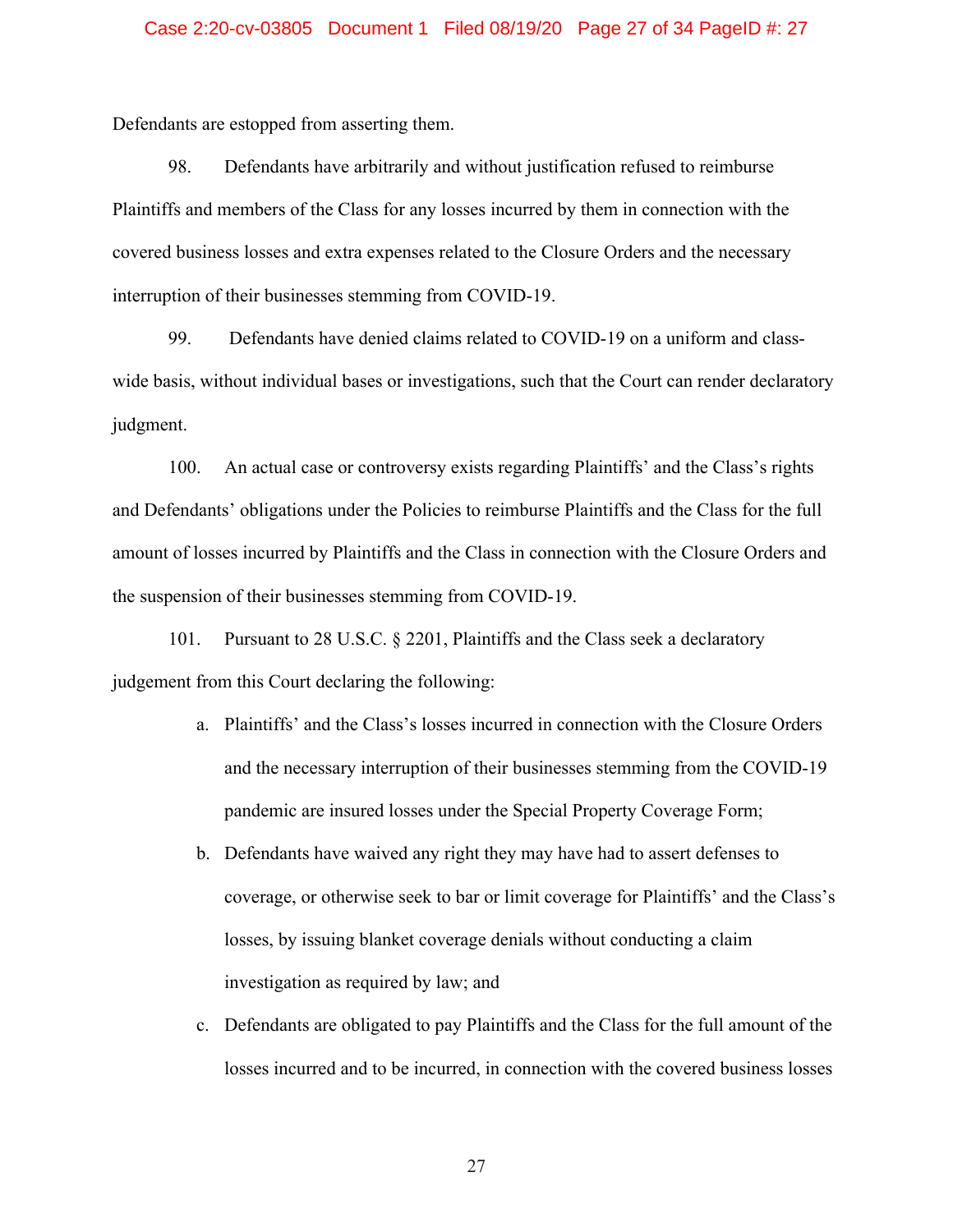Defendants are estopped from asserting them.

98. Defendants have arbitrarily and without justification refused to reimburse Plaintiffs and members of the Class for any losses incurred by them in connection with the covered business losses and extra expenses related to the Closure Orders and the necessary interruption of their businesses stemming from COVID-19.

99. Defendants have denied claims related to COVID-19 on a uniform and class-wide basis, without individual bases or investigations, such that the Court can render declaratory judgment.

100. An actual case or controversy exists regarding Plaintiffs' and the Class's rights and Defendants' obligations under the Policies to reimburse Plaintiffs and the Class for the full amount of losses incurred by Plaintiffs and the Class in connection with the Closure Orders and the suspension of their businesses stemming from COVID-19.

101. Pursuant to 28 U.S.C. § 2201, Plaintiffs and the Class seek a declaratory judgement from this Court declaring the following:

a. Plaintiffs' and the Class's losses incurred in connection with the Closure Orders and the necessary interruption of their businesses stemming from the COVID-19 pandemic are insured losses under the Special Property Coverage Form;

b. Defendants have waived any right they may have had to assert defenses to coverage, or otherwise seek to bar or limit coverage for Plaintiffs' and the Class's losses, by issuing blanket coverage denials without conducting a claim investigation as required by law; and

c. Defendants are obligated to pay Plaintiffs and the Class for the full amount of the losses incurred and to be incurred, in connection with the covered business losses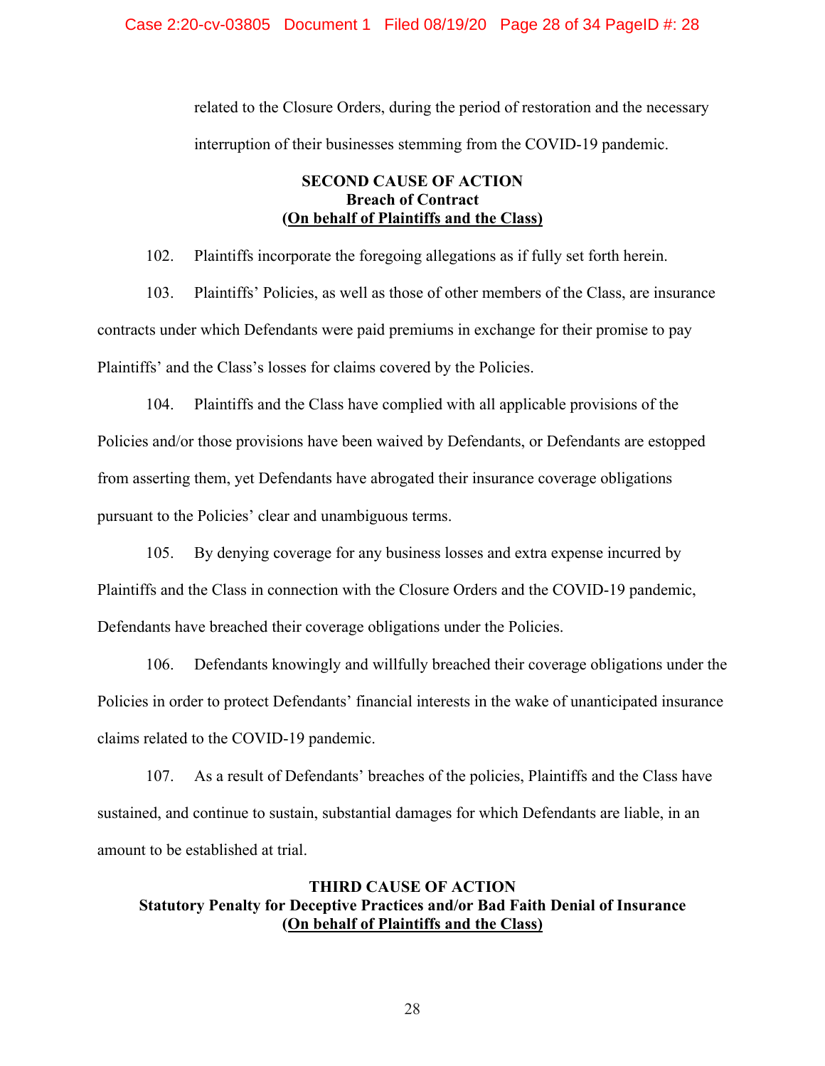related to the Closure Orders, during the period of restoration and the necessary interruption of their businesses stemming from the COVID-19 pandemic.

**SECOND CAUSE OF ACTION**
**Breach of Contract**
**(On behalf of Plaintiffs and the Class)**

102. Plaintiffs incorporate the foregoing allegations as if fully set forth herein.

103. Plaintiffs' Policies, as well as those of other members of the Class, are insurance contracts under which Defendants were paid premiums in exchange for their promise to pay Plaintiffs' and the Class's losses for claims covered by the Policies.

104. Plaintiffs and the Class have complied with all applicable provisions of the Policies and/or those provisions have been waived by Defendants, or Defendants are estopped from asserting them, yet Defendants have abrogated their insurance coverage obligations pursuant to the Policies' clear and unambiguous terms.

105. By denying coverage for any business losses and extra expense incurred by Plaintiffs and the Class in connection with the Closure Orders and the COVID-19 pandemic, Defendants have breached their coverage obligations under the Policies.

106. Defendants knowingly and willfully breached their coverage obligations under the Policies in order to protect Defendants' financial interests in the wake of unanticipated insurance claims related to the COVID-19 pandemic.

107. As a result of Defendants' breaches of the policies, Plaintiffs and the Class have sustained, and continue to sustain, substantial damages for which Defendants are liable, in an amount to be established at trial.

**THIRD CAUSE OF ACTION**
**Statutory Penalty for Deceptive Practices and/or Bad Faith Denial of Insurance**
**(On behalf of Plaintiffs and the Class)**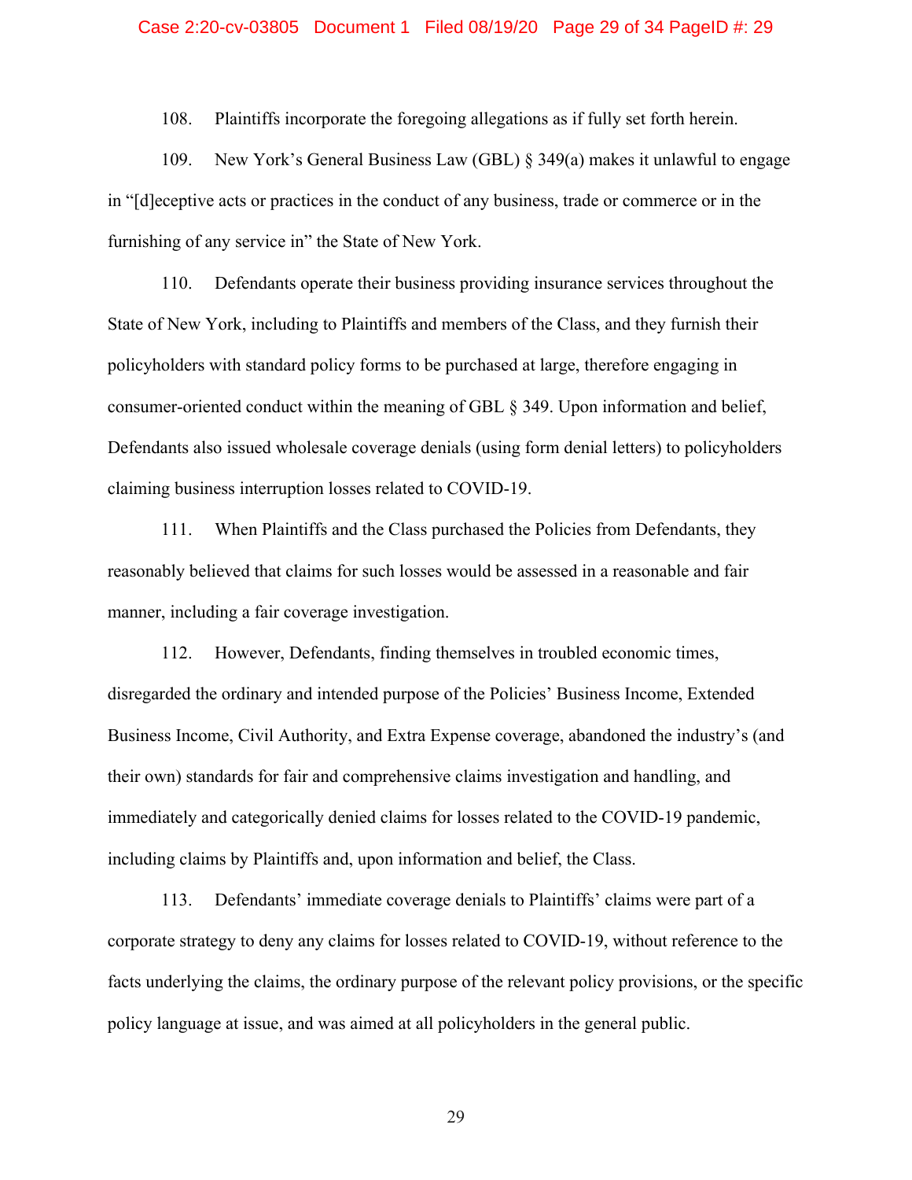108. Plaintiffs incorporate the foregoing allegations as if fully set forth herein.

109. New York's General Business Law (GBL) § 349(a) makes it unlawful to engage in "[d]eceptive acts or practices in the conduct of any business, trade or commerce or in the furnishing of any service in" the State of New York.

110. Defendants operate their business providing insurance services throughout the State of New York, including to Plaintiffs and members of the Class, and they furnish their policyholders with standard policy forms to be purchased at large, therefore engaging in consumer-oriented conduct within the meaning of GBL § 349. Upon information and belief, Defendants also issued wholesale coverage denials (using form denial letters) to policyholders claiming business interruption losses related to COVID-19.

111. When Plaintiffs and the Class purchased the Policies from Defendants, they reasonably believed that claims for such losses would be assessed in a reasonable and fair manner, including a fair coverage investigation.

112. However, Defendants, finding themselves in troubled economic times, disregarded the ordinary and intended purpose of the Policies' Business Income, Extended Business Income, Civil Authority, and Extra Expense coverage, abandoned the industry's (and their own) standards for fair and comprehensive claims investigation and handling, and immediately and categorically denied claims for losses related to the COVID-19 pandemic, including claims by Plaintiffs and, upon information and belief, the Class.

113. Defendants' immediate coverage denials to Plaintiffs' claims were part of a corporate strategy to deny any claims for losses related to COVID-19, without reference to the facts underlying the claims, the ordinary purpose of the relevant policy provisions, or the specific policy language at issue, and was aimed at all policyholders in the general public.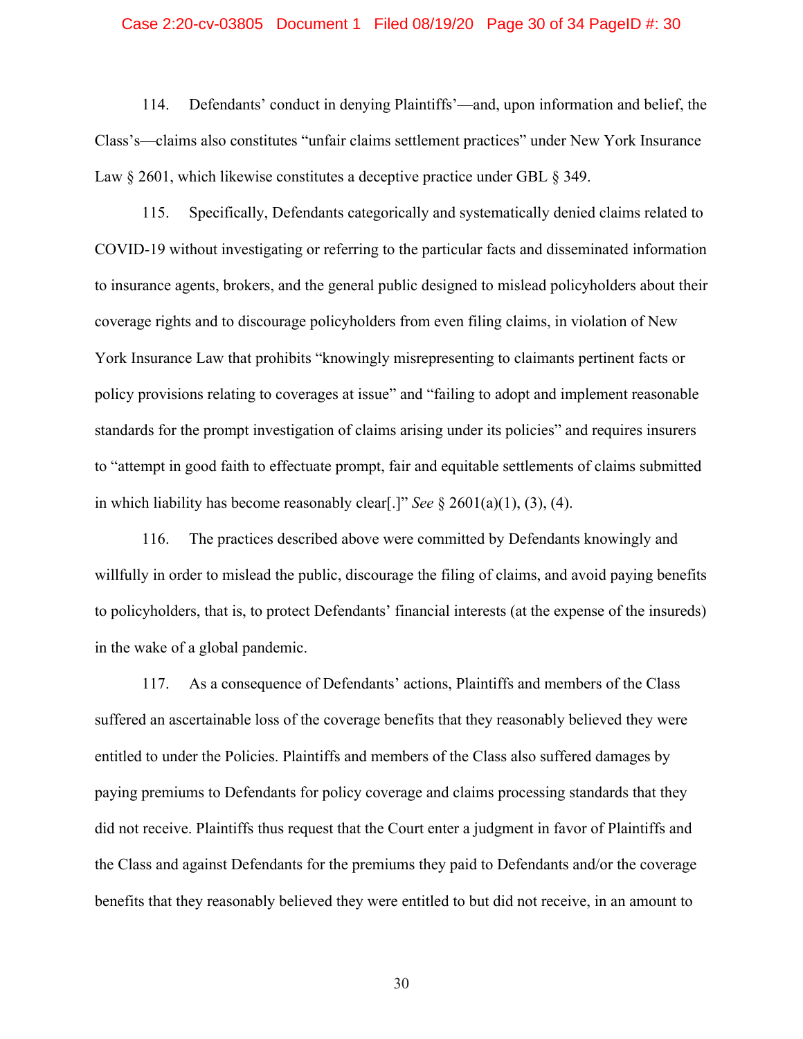114. Defendants' conduct in denying Plaintiffs'—and, upon information and belief, the Class's—claims also constitutes "unfair claims settlement practices" under New York Insurance Law § 2601, which likewise constitutes a deceptive practice under GBL § 349.

115. Specifically, Defendants categorically and systematically denied claims related to COVID-19 without investigating or referring to the particular facts and disseminated information to insurance agents, brokers, and the general public designed to mislead policyholders about their coverage rights and to discourage policyholders from even filing claims, in violation of New York Insurance Law that prohibits "knowingly misrepresenting to claimants pertinent facts or policy provisions relating to coverages at issue" and "failing to adopt and implement reasonable standards for the prompt investigation of claims arising under its policies" and requires insurers to "attempt in good faith to effectuate prompt, fair and equitable settlements of claims submitted in which liability has become reasonably clear[.]" *See* § 2601(a)(1), (3), (4).

116. The practices described above were committed by Defendants knowingly and willfully in order to mislead the public, discourage the filing of claims, and avoid paying benefits to policyholders, that is, to protect Defendants' financial interests (at the expense of the insureds) in the wake of a global pandemic.

117. As a consequence of Defendants' actions, Plaintiffs and members of the Class suffered an ascertainable loss of the coverage benefits that they reasonably believed they were entitled to under the Policies. Plaintiffs and members of the Class also suffered damages by paying premiums to Defendants for policy coverage and claims processing standards that they did not receive. Plaintiffs thus request that the Court enter a judgment in favor of Plaintiffs and the Class and against Defendants for the premiums they paid to Defendants and/or the coverage benefits that they reasonably believed they were entitled to but did not receive, in an amount to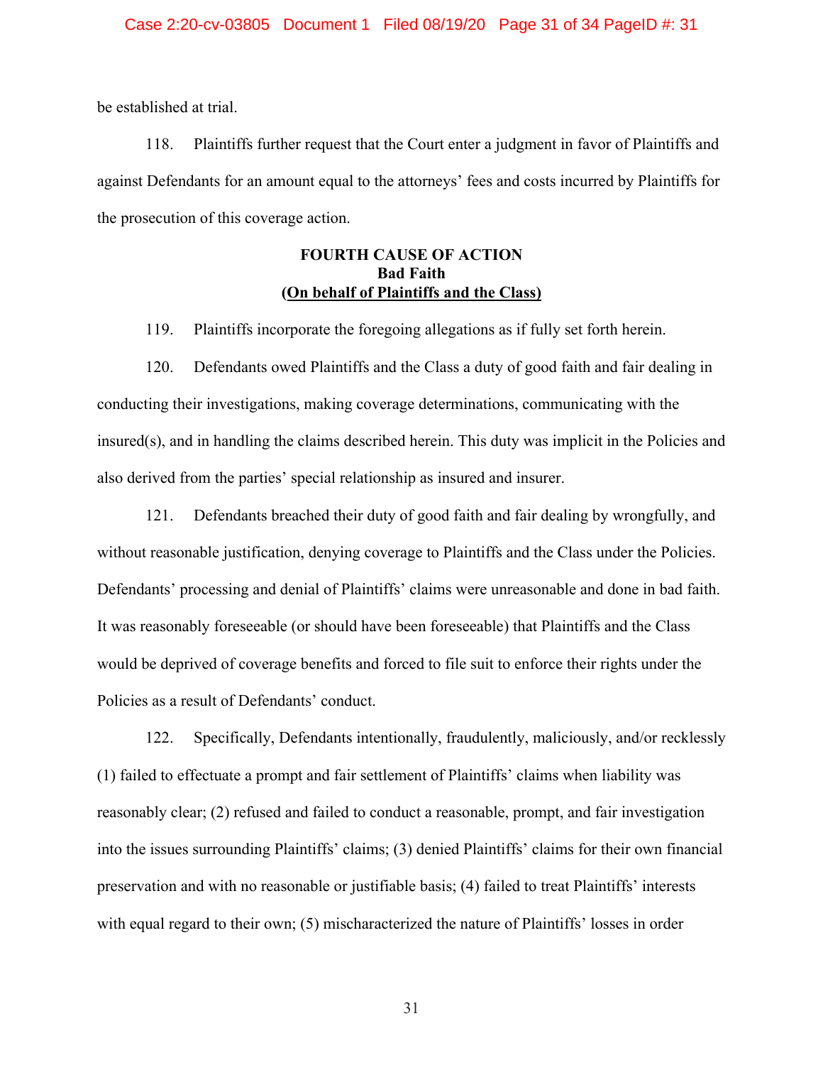be established at trial.

118. Plaintiffs further request that the Court enter a judgment in favor of Plaintiffs and against Defendants for an amount equal to the attorneys' fees and costs incurred by Plaintiffs for the prosecution of this coverage action.

**FOURTH CAUSE OF ACTION**
**Bad Faith**
**(On behalf of Plaintiffs and the Class)**

119. Plaintiffs incorporate the foregoing allegations as if fully set forth herein.

120. Defendants owed Plaintiffs and the Class a duty of good faith and fair dealing in conducting their investigations, making coverage determinations, communicating with the insured(s), and in handling the claims described herein. This duty was implicit in the Policies and also derived from the parties' special relationship as insured and insurer.

121. Defendants breached their duty of good faith and fair dealing by wrongfully, and without reasonable justification, denying coverage to Plaintiffs and the Class under the Policies. Defendants' processing and denial of Plaintiffs' claims were unreasonable and done in bad faith. It was reasonably foreseeable (or should have been foreseeable) that Plaintiffs and the Class would be deprived of coverage benefits and forced to file suit to enforce their rights under the Policies as a result of Defendants' conduct.

122. Specifically, Defendants intentionally, fraudulently, maliciously, and/or recklessly (1) failed to effectuate a prompt and fair settlement of Plaintiffs' claims when liability was reasonably clear; (2) refused and failed to conduct a reasonable, prompt, and fair investigation into the issues surrounding Plaintiffs' claims; (3) denied Plaintiffs' claims for their own financial preservation and with no reasonable or justifiable basis; (4) failed to treat Plaintiffs' interests with equal regard to their own; (5) mischaracterized the nature of Plaintiffs' losses in order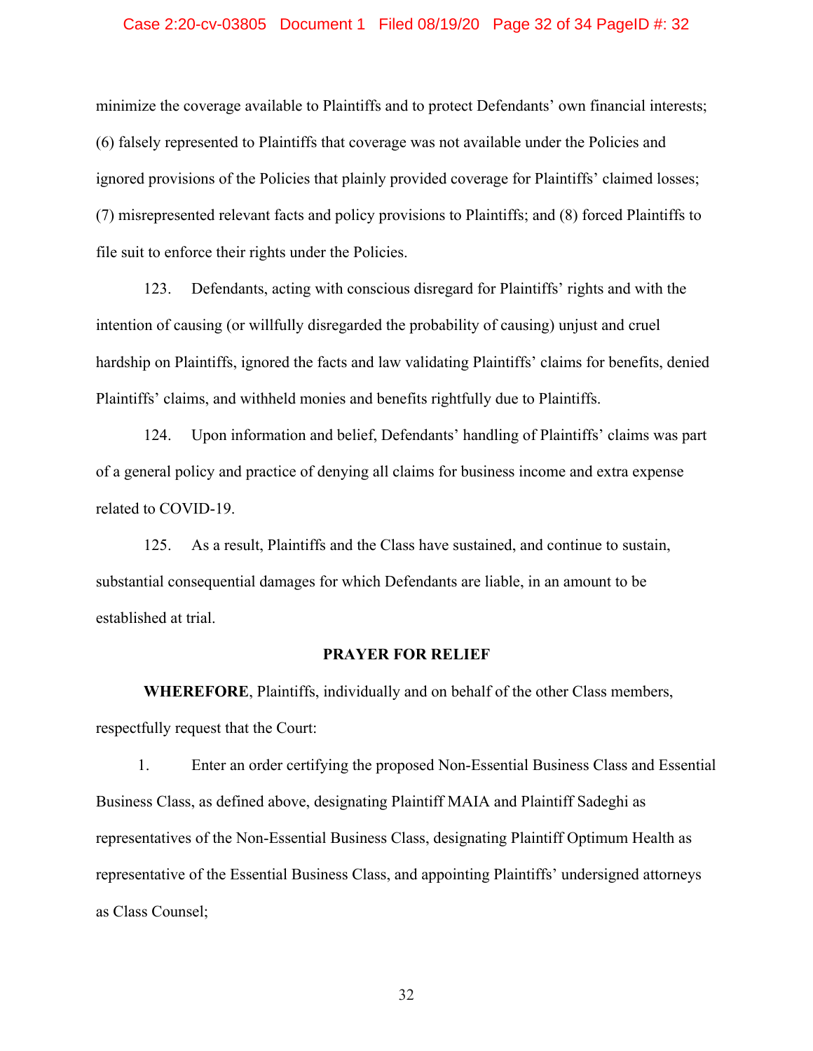minimize the coverage available to Plaintiffs and to protect Defendants' own financial interests; (6) falsely represented to Plaintiffs that coverage was not available under the Policies and ignored provisions of the Policies that plainly provided coverage for Plaintiffs' claimed losses; (7) misrepresented relevant facts and policy provisions to Plaintiffs; and (8) forced Plaintiffs to file suit to enforce their rights under the Policies.

123. Defendants, acting with conscious disregard for Plaintiffs' rights and with the intention of causing (or willfully disregarded the probability of causing) unjust and cruel hardship on Plaintiffs, ignored the facts and law validating Plaintiffs' claims for benefits, denied Plaintiffs' claims, and withheld monies and benefits rightfully due to Plaintiffs.

124. Upon information and belief, Defendants' handling of Plaintiffs' claims was part of a general policy and practice of denying all claims for business income and extra expense related to COVID-19.

125. As a result, Plaintiffs and the Class have sustained, and continue to sustain, substantial consequential damages for which Defendants are liable, in an amount to be established at trial.

## PRAYER FOR RELIEF

**WHEREFORE**, Plaintiffs, individually and on behalf of the other Class members, respectfully request that the Court:

1. Enter an order certifying the proposed Non-Essential Business Class and Essential Business Class, as defined above, designating Plaintiff MAIA and Plaintiff Sadeghi as representatives of the Non-Essential Business Class, designating Plaintiff Optimum Health as representative of the Essential Business Class, and appointing Plaintiffs' undersigned attorneys as Class Counsel;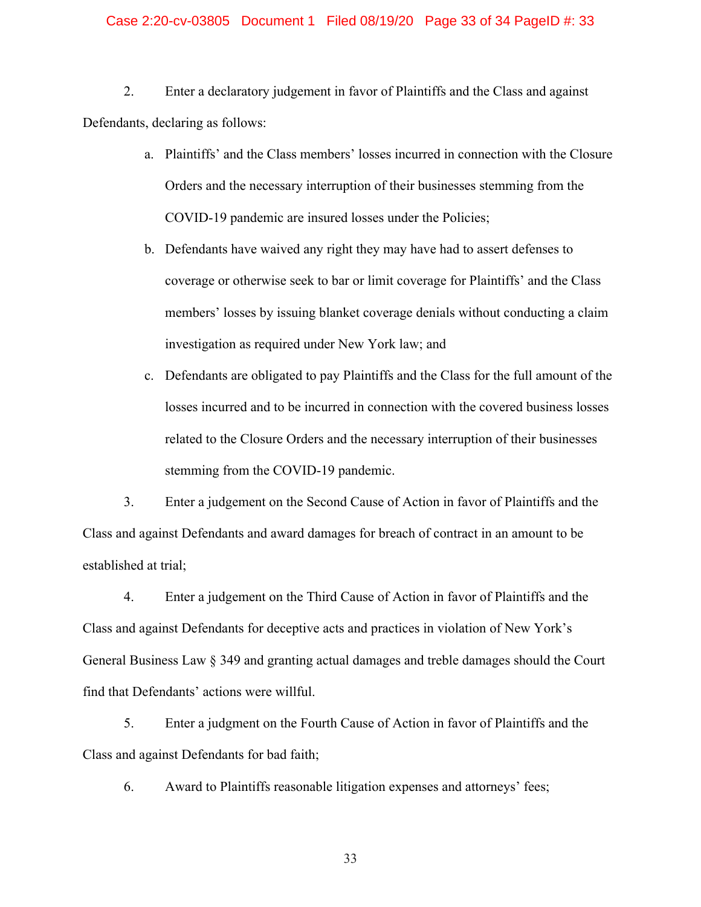2. Enter a declaratory judgement in favor of Plaintiffs and the Class and against Defendants, declaring as follows:

   a. Plaintiffs' and the Class members' losses incurred in connection with the Closure Orders and the necessary interruption of their businesses stemming from the COVID-19 pandemic are insured losses under the Policies;

   b. Defendants have waived any right they may have had to assert defenses to coverage or otherwise seek to bar or limit coverage for Plaintiffs' and the Class members' losses by issuing blanket coverage denials without conducting a claim investigation as required under New York law; and

   c. Defendants are obligated to pay Plaintiffs and the Class for the full amount of the losses incurred and to be incurred in connection with the covered business losses related to the Closure Orders and the necessary interruption of their businesses stemming from the COVID-19 pandemic.

3. Enter a judgement on the Second Cause of Action in favor of Plaintiffs and the Class and against Defendants and award damages for breach of contract in an amount to be established at trial;

4. Enter a judgement on the Third Cause of Action in favor of Plaintiffs and the Class and against Defendants for deceptive acts and practices in violation of New York's General Business Law § 349 and granting actual damages and treble damages should the Court find that Defendants' actions were willful.

5. Enter a judgment on the Fourth Cause of Action in favor of Plaintiffs and the Class and against Defendants for bad faith;

6. Award to Plaintiffs reasonable litigation expenses and attorneys' fees;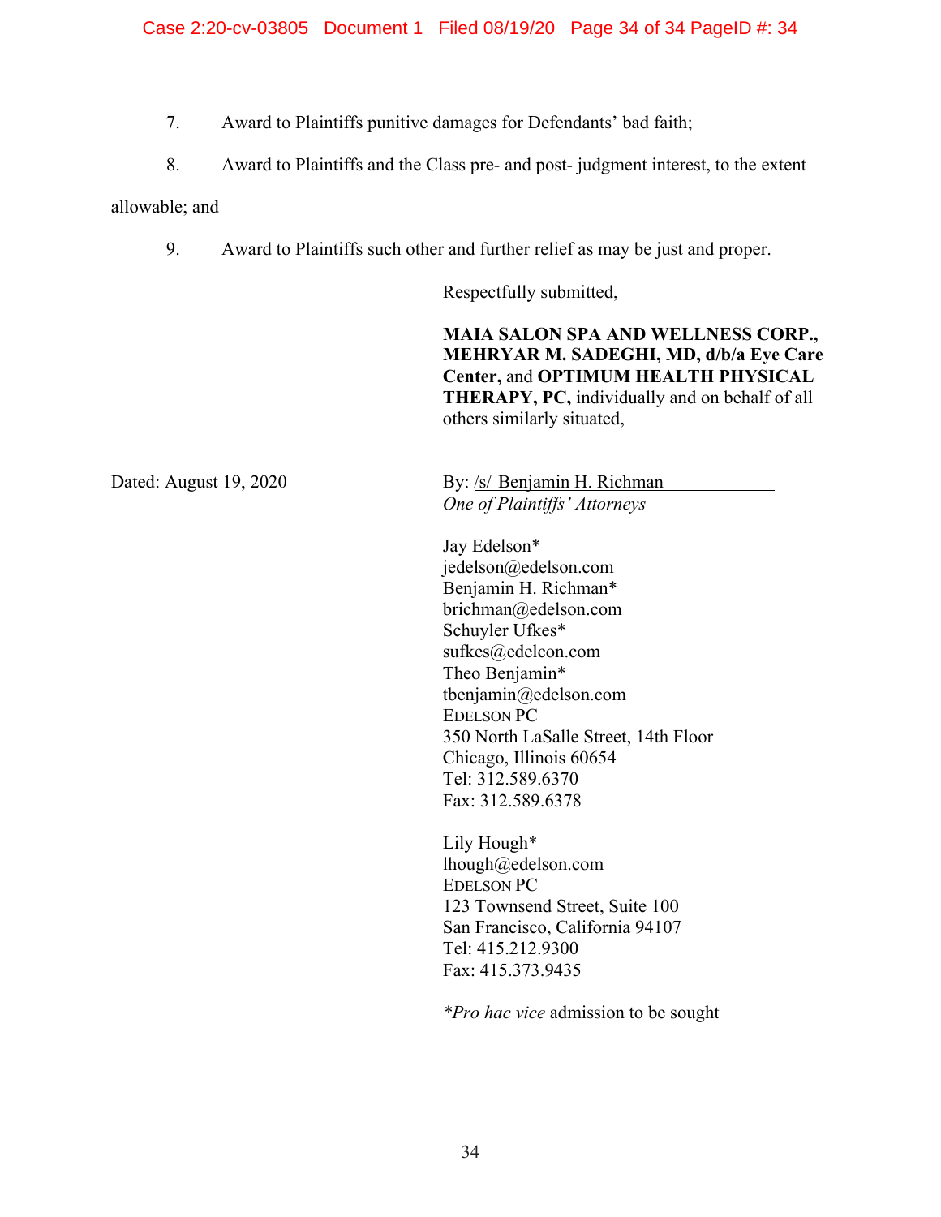7. Award to Plaintiffs punitive damages for Defendants' bad faith;

8. Award to Plaintiffs and the Class pre- and post- judgment interest, to the extent allowable; and

9. Award to Plaintiffs such other and further relief as may be just and proper.

Respectfully submitted,

**MAIA SALON SPA AND WELLNESS CORP., MEHRYAR M. SADEGHI, MD, d/b/a Eye Care Center,** and **OPTIMUM HEALTH PHYSICAL THERAPY, PC,** individually and on behalf of all others similarly situated,

Dated: August 19, 2020

By: /s/ Benjamin H. Richman
*One of Plaintiffs' Attorneys*

Jay Edelson*
jedelson@edelson.com
Benjamin H. Richman*
brichman@edelson.com
Schuyler Ufkes*
sufkes@edelcon.com
Theo Benjamin*
tbenjamin@edelson.com
EDELSON PC
350 North LaSalle Street, 14th Floor
Chicago, Illinois 60654
Tel: 312.589.6370
Fax: 312.589.6378

Lily Hough*
lhough@edelson.com
EDELSON PC
123 Townsend Street, Suite 100
San Francisco, California 94107
Tel: 415.212.9300
Fax: 415.373.9435

**Pro hac vice* admission to be sought